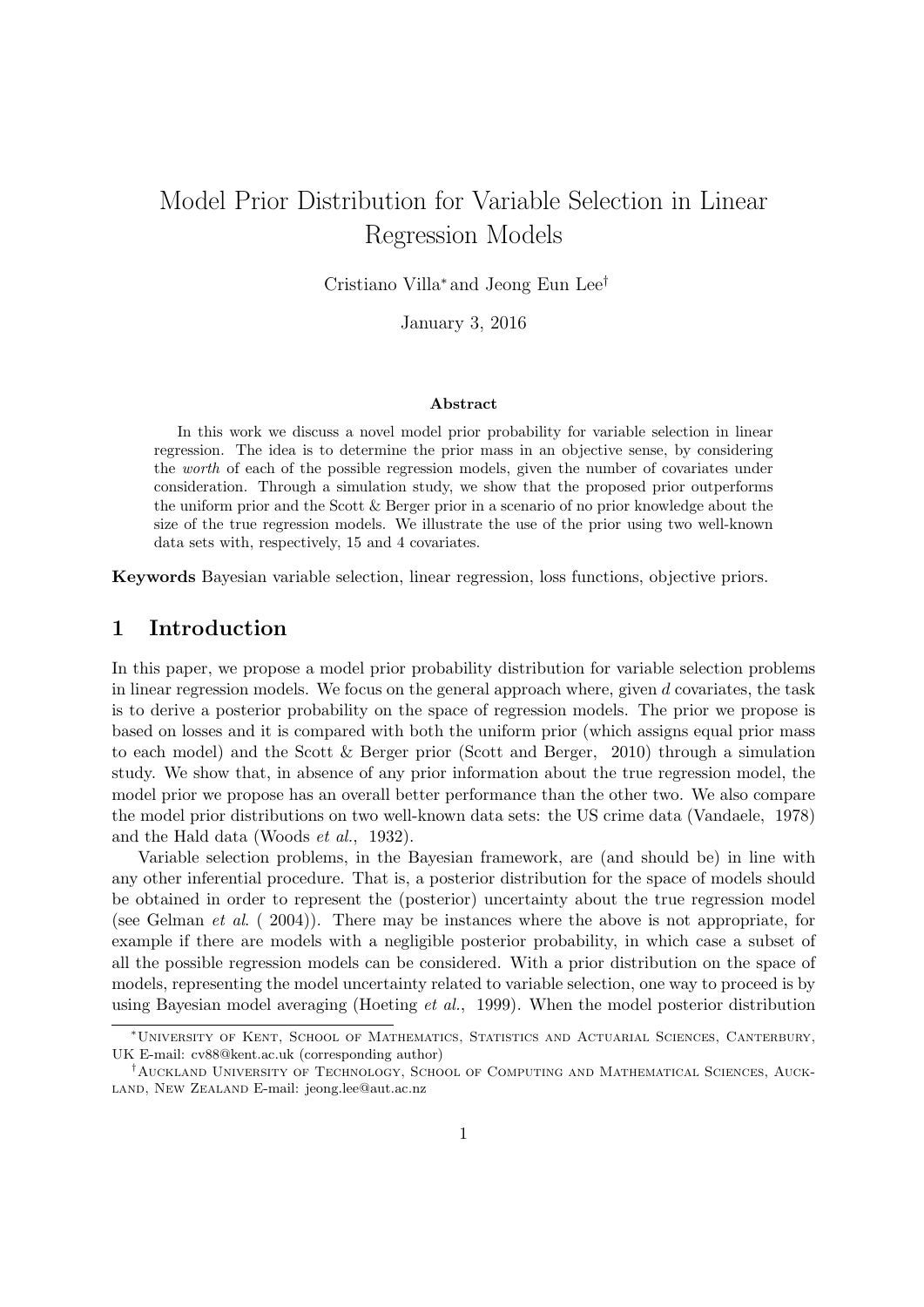# Model Prior Distribution for Variable Selection in Linear Regression Models

Cristiano Villa[*] and Jeong Eun Lee[†]

January 3, 2016

### Abstract

In this work we discuss a novel model prior probability for variable selection in linear regression. The idea is to determine the prior mass in an objective sense, by considering the *worth* of each of the possible regression models, given the number of covariates under consideration. Through a simulation study, we show that the proposed prior outperforms the uniform prior and the Scott & Berger prior in a scenario of no prior knowledge about the size of the true regression models. We illustrate the use of the prior using two well-known data sets with, respectively, 15 and 4 covariates.

**Keywords** Bayesian variable selection, linear regression, loss functions, objective priors.

## 1 Introduction

In this paper, we propose a model prior probability distribution for variable selection problems in linear regression models. We focus on the general approach where, given $d$ covariates, the task is to derive a posterior probability on the space of regression models. The prior we propose is based on losses and it is compared with both the uniform prior (which assigns equal prior mass to each model) and the Scott & Berger prior (Scott and Berger, 2010) through a simulation study. We show that, in absence of any prior information about the true regression model, the model prior we propose has an overall better performance than the other two. We also compare the model prior distributions on two well-known data sets: the US crime data (Vandaele, 1978) and the Hald data (Woods *et al.*, 1932).

Variable selection problems, in the Bayesian framework, are (and should be) in line with any other inferential procedure. That is, a posterior distribution for the space of models should be obtained in order to represent the (posterior) uncertainty about the true regression model (see Gelman *et al.* ( 2004)). There may be instances where the above is not appropriate, for example if there are models with a negligible posterior probability, in which case a subset of all the possible regression models can be considered. With a prior distribution on the space of models, representing the model uncertainty related to variable selection, one way to proceed is by using Bayesian model averaging (Hoeting *et al.*, 1999). When the model posterior distribution

[*] University of Kent, School of Mathematics, Statistics and Actuarial Sciences, Canterbury, UK E-mail: cv88@kent.ac.uk (corresponding author)

[†] Auckland University of Technology, School of Computing and Mathematical Sciences, Auckland, New Zealand E-mail: jeong.lee@aut.ac.nz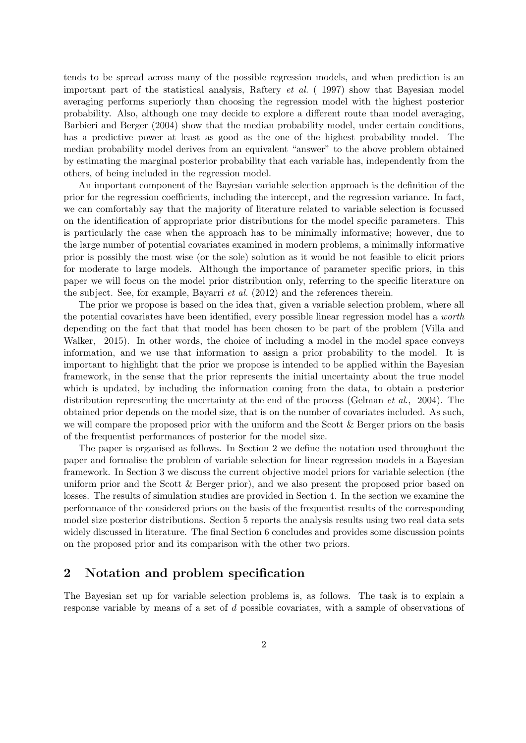tends to be spread across many of the possible regression models, and when prediction is an important part of the statistical analysis, Raftery *et al.* ( 1997) show that Bayesian model averaging performs superiorly than choosing the regression model with the highest posterior probability. Also, although one may decide to explore a different route than model averaging, Barbieri and Berger (2004) show that the median probability model, under certain conditions, has a predictive power at least as good as the one of the highest probability model. The median probability model derives from an equivalent "answer" to the above problem obtained by estimating the marginal posterior probability that each variable has, independently from the others, of being included in the regression model.

An important component of the Bayesian variable selection approach is the definition of the prior for the regression coefficients, including the intercept, and the regression variance. In fact, we can comfortably say that the majority of literature related to variable selection is focussed on the identification of appropriate prior distributions for the model specific parameters. This is particularly the case when the approach has to be minimally informative; however, due to the large number of potential covariates examined in modern problems, a minimally informative prior is possibly the most wise (or the sole) solution as it would be not feasible to elicit priors for moderate to large models. Although the importance of parameter specific priors, in this paper we will focus on the model prior distribution only, referring to the specific literature on the subject. See, for example, Bayarri *et al.* (2012) and the references therein.

The prior we propose is based on the idea that, given a variable selection problem, where all the potential covariates have been identified, every possible linear regression model has a *worth* depending on the fact that that model has been chosen to be part of the problem (Villa and Walker, 2015). In other words, the choice of including a model in the model space conveys information, and we use that information to assign a prior probability to the model. It is important to highlight that the prior we propose is intended to be applied within the Bayesian framework, in the sense that the prior represents the initial uncertainty about the true model which is updated, by including the information coming from the data, to obtain a posterior distribution representing the uncertainty at the end of the process (Gelman *et al.*, 2004). The obtained prior depends on the model size, that is on the number of covariates included. As such, we will compare the proposed prior with the uniform and the Scott & Berger priors on the basis of the frequentist performances of posterior for the model size.

The paper is organised as follows. In Section 2 we define the notation used throughout the paper and formalise the problem of variable selection for linear regression models in a Bayesian framework. In Section 3 we discuss the current objective model priors for variable selection (the uniform prior and the Scott & Berger prior), and we also present the proposed prior based on losses. The results of simulation studies are provided in Section 4. In the section we examine the performance of the considered priors on the basis of the frequentist results of the corresponding model size posterior distributions. Section 5 reports the analysis results using two real data sets widely discussed in literature. The final Section 6 concludes and provides some discussion points on the proposed prior and its comparison with the other two priors.

## 2 Notation and problem specification

The Bayesian set up for variable selection problems is, as follows. The task is to explain a response variable by means of a set of $d$ possible covariates, with a sample of observations of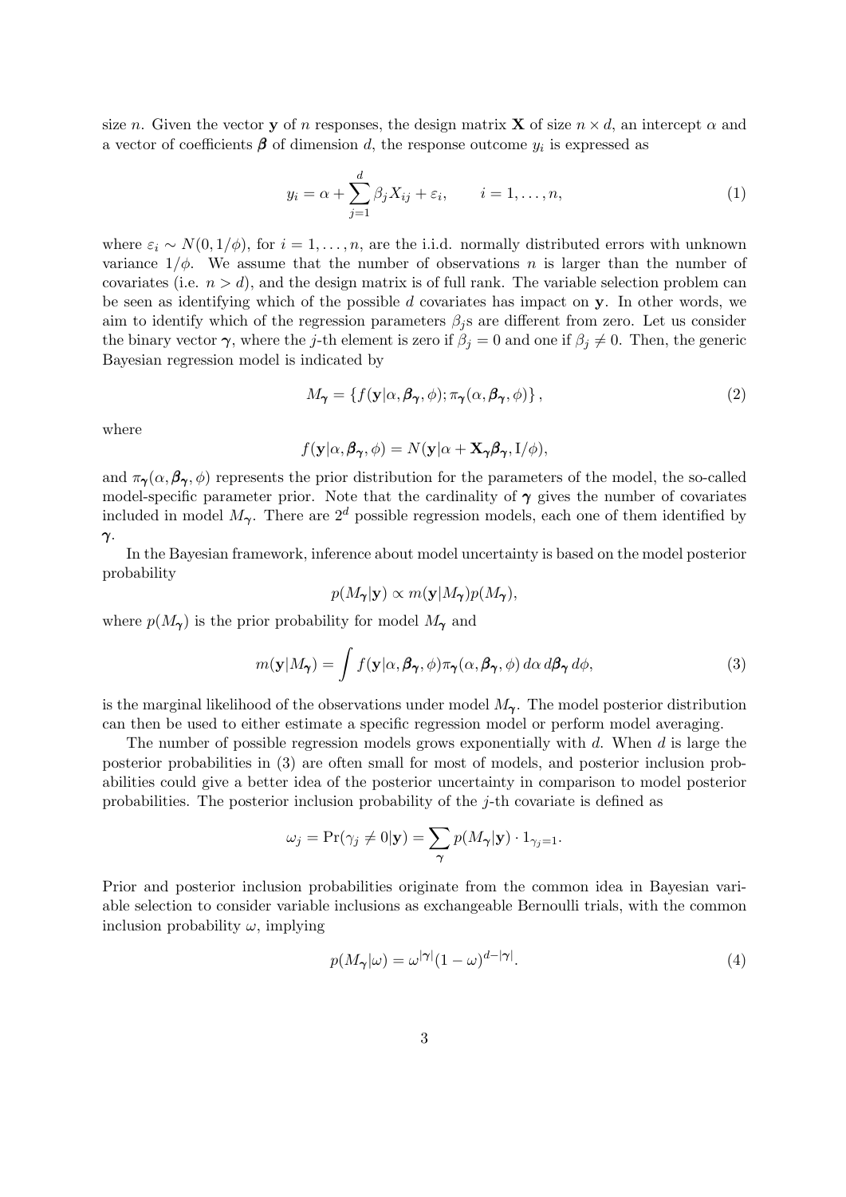size $n$. Given the vector $\mathbf{y}$ of $n$ responses, the design matrix $\mathbf{X}$ of size $n \times d$, an intercept $\alpha$ and a vector of coefficients $\boldsymbol{\beta}$ of dimension $d$, the response outcome $y_i$ is expressed as

$$y_i = \alpha + \sum_{j=1}^{d} \beta_j X_{ij} + \varepsilon_i, \qquad i = 1, \ldots, n, \tag{1}$$

where $\varepsilon_i \sim N(0, 1/\phi)$, for $i = 1, \ldots, n$, are the i.i.d. normally distributed errors with unknown variance $1/\phi$. We assume that the number of observations $n$ is larger than the number of covariates (i.e. $n > d$), and the design matrix is of full rank. The variable selection problem can be seen as identifying which of the possible $d$ covariates has impact on $\mathbf{y}$. In other words, we aim to identify which of the regression parameters $\beta_j$s are different from zero. Let us consider the binary vector $\boldsymbol{\gamma}$, where the $j$-th element is zero if $\beta_j = 0$ and one if $\beta_j \neq 0$. Then, the generic Bayesian regression model is indicated by

$$M_{\boldsymbol{\gamma}} = \{f(\mathbf{y}|\alpha, \boldsymbol{\beta}_{\boldsymbol{\gamma}}, \phi); \pi_{\boldsymbol{\gamma}}(\alpha, \boldsymbol{\beta}_{\boldsymbol{\gamma}}, \phi)\}, \tag{2}$$

where

$$f(\mathbf{y}|\alpha, \boldsymbol{\beta}_{\boldsymbol{\gamma}}, \phi) = N(\mathbf{y}|\alpha + \mathbf{X}_{\boldsymbol{\gamma}}\boldsymbol{\beta}_{\boldsymbol{\gamma}}, \mathrm{I}/\phi),$$

and $\pi_{\boldsymbol{\gamma}}(\alpha, \boldsymbol{\beta}_{\boldsymbol{\gamma}}, \phi)$ represents the prior distribution for the parameters of the model, the so-called model-specific parameter prior. Note that the cardinality of $\boldsymbol{\gamma}$ gives the number of covariates included in model $M_{\boldsymbol{\gamma}}$. There are $2^d$ possible regression models, each one of them identified by $\boldsymbol{\gamma}$.

In the Bayesian framework, inference about model uncertainty is based on the model posterior probability

$$p(M_{\boldsymbol{\gamma}}|\mathbf{y}) \propto m(\mathbf{y}|M_{\boldsymbol{\gamma}})p(M_{\boldsymbol{\gamma}}),$$

where $p(M_{\boldsymbol{\gamma}})$ is the prior probability for model $M_{\boldsymbol{\gamma}}$ and

$$m(\mathbf{y}|M_{\boldsymbol{\gamma}}) = \int f(\mathbf{y}|\alpha, \boldsymbol{\beta}_{\boldsymbol{\gamma}}, \phi)\pi_{\boldsymbol{\gamma}}(\alpha, \boldsymbol{\beta}_{\boldsymbol{\gamma}}, \phi)\, d\alpha\, d\boldsymbol{\beta}_{\boldsymbol{\gamma}}\, d\phi, \tag{3}$$

is the marginal likelihood of the observations under model $M_{\boldsymbol{\gamma}}$. The model posterior distribution can then be used to either estimate a specific regression model or perform model averaging.

The number of possible regression models grows exponentially with $d$. When $d$ is large the posterior probabilities in (3) are often small for most of models, and posterior inclusion probabilities could give a better idea of the posterior uncertainty in comparison to model posterior probabilities. The posterior inclusion probability of the $j$-th covariate is defined as

$$\omega_j = \Pr(\gamma_j \neq 0|\mathbf{y}) = \sum_{\boldsymbol{\gamma}} p(M_{\boldsymbol{\gamma}}|\mathbf{y}) \cdot 1_{\gamma_j = 1}.$$

Prior and posterior inclusion probabilities originate from the common idea in Bayesian variable selection to consider variable inclusions as exchangeable Bernoulli trials, with the common inclusion probability $\omega$, implying

$$p(M_{\boldsymbol{\gamma}}|\omega) = \omega^{|\boldsymbol{\gamma}|}(1 - \omega)^{d - |\boldsymbol{\gamma}|}. \tag{4}$$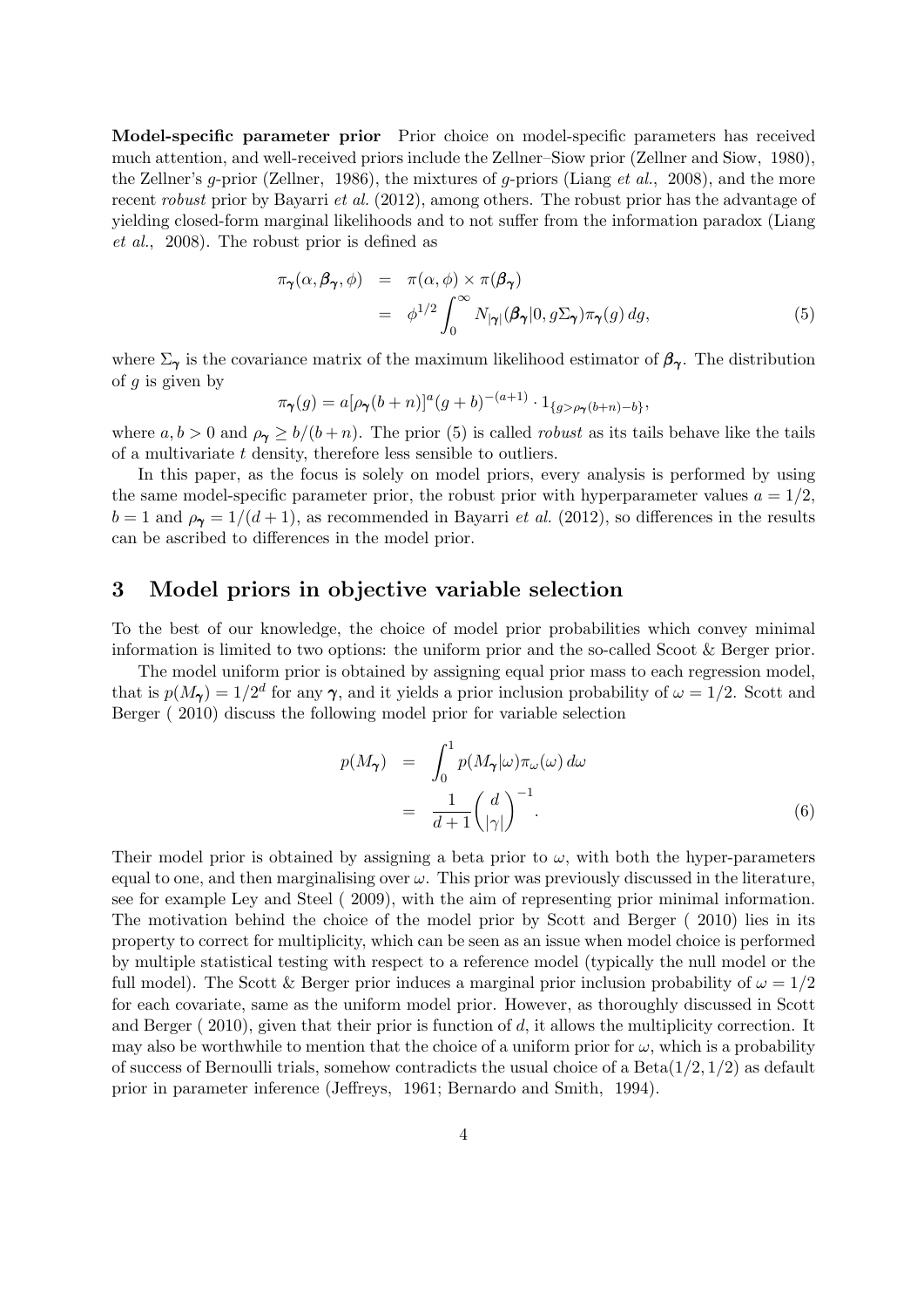**Model-specific parameter prior** Prior choice on model-specific parameters has received much attention, and well-received priors include the Zellner–Siow prior (Zellner and Siow, 1980), the Zellner's $g$-prior (Zellner, 1986), the mixtures of $g$-priors (Liang *et al.*, 2008), and the more recent *robust* prior by Bayarri *et al.* (2012), among others. The robust prior has the advantage of yielding closed-form marginal likelihoods and to not suffer from the information paradox (Liang *et al.*, 2008). The robust prior is defined as

$$\begin{aligned}
\pi_{\boldsymbol{\gamma}}(\alpha, \boldsymbol{\beta}_{\boldsymbol{\gamma}}, \phi) &= \pi(\alpha, \phi) \times \pi(\boldsymbol{\beta}_{\boldsymbol{\gamma}}) \\
&= \phi^{1/2} \int_0^\infty N_{|\boldsymbol{\gamma}|}(\boldsymbol{\beta}_{\boldsymbol{\gamma}} | 0, g\Sigma_{\boldsymbol{\gamma}}) \pi_{\boldsymbol{\gamma}}(g)\, dg,
\end{aligned} \tag{5}$$

where $\Sigma_{\boldsymbol{\gamma}}$ is the covariance matrix of the maximum likelihood estimator of $\boldsymbol{\beta}_{\boldsymbol{\gamma}}$. The distribution of $g$ is given by

$$\pi_{\boldsymbol{\gamma}}(g) = a[\rho_{\boldsymbol{\gamma}}(b+n)]^a (g+b)^{-(a+1)} \cdot 1_{\{g > \rho_{\boldsymbol{\gamma}}(b+n)-b\}},$$

where $a, b > 0$ and $\rho_{\boldsymbol{\gamma}} \geq b/(b+n)$. The prior (5) is called *robust* as its tails behave like the tails of a multivariate $t$ density, therefore less sensible to outliers.

In this paper, as the focus is solely on model priors, every analysis is performed by using the same model-specific parameter prior, the robust prior with hyperparameter values $a = 1/2$, $b = 1$ and $\rho_{\boldsymbol{\gamma}} = 1/(d+1)$, as recommended in Bayarri *et al.* (2012), so differences in the results can be ascribed to differences in the model prior.

# 3 Model priors in objective variable selection

To the best of our knowledge, the choice of model prior probabilities which convey minimal information is limited to two options: the uniform prior and the so-called Scoot & Berger prior.

The model uniform prior is obtained by assigning equal prior mass to each regression model, that is $p(M_{\boldsymbol{\gamma}}) = 1/2^d$ for any $\boldsymbol{\gamma}$, and it yields a prior inclusion probability of $\omega = 1/2$. Scott and Berger ( 2010) discuss the following model prior for variable selection

$$\begin{aligned}
p(M_{\boldsymbol{\gamma}}) &= \int_0^1 p(M_{\boldsymbol{\gamma}}|\omega) \pi_\omega(\omega)\, d\omega \\
&= \frac{1}{d+1} \binom{d}{|\gamma|}^{-1}.
\end{aligned} \tag{6}$$

Their model prior is obtained by assigning a beta prior to $\omega$, with both the hyper-parameters equal to one, and then marginalising over $\omega$. This prior was previously discussed in the literature, see for example Ley and Steel ( 2009), with the aim of representing prior minimal information. The motivation behind the choice of the model prior by Scott and Berger ( 2010) lies in its property to correct for multiplicity, which can be seen as an issue when model choice is performed by multiple statistical testing with respect to a reference model (typically the null model or the full model). The Scott & Berger prior induces a marginal prior inclusion probability of $\omega = 1/2$ for each covariate, same as the uniform model prior. However, as thoroughly discussed in Scott and Berger ( 2010), given that their prior is function of $d$, it allows the multiplicity correction. It may also be worthwhile to mention that the choice of a uniform prior for $\omega$, which is a probability of success of Bernoulli trials, somehow contradicts the usual choice of a Beta$(1/2, 1/2)$ as default prior in parameter inference (Jeffreys, 1961; Bernardo and Smith, 1994).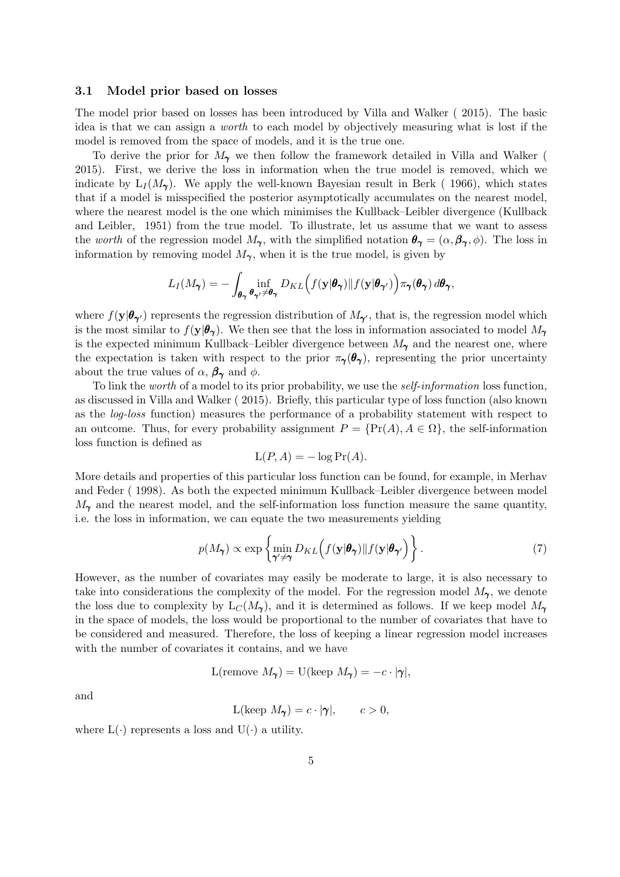### 3.1 Model prior based on losses

The model prior based on losses has been introduced by Villa and Walker ( 2015). The basic idea is that we can assign a *worth* to each model by objectively measuring what is lost if the model is removed from the space of models, and it is the true one.

To derive the prior for $M_{\boldsymbol{\gamma}}$ we then follow the framework detailed in Villa and Walker ( 2015). First, we derive the loss in information when the true model is removed, which we indicate by $\mathrm{L}_I(M_{\boldsymbol{\gamma}})$. We apply the well-known Bayesian result in Berk ( 1966), which states that if a model is misspecified the posterior asymptotically accumulates on the nearest model, where the nearest model is the one which minimises the Kullback–Leibler divergence (Kullback and Leibler, 1951) from the true model. To illustrate, let us assume that we want to assess the *worth* of the regression model $M_{\boldsymbol{\gamma}}$, with the simplified notation $\boldsymbol{\theta}_{\boldsymbol{\gamma}} = (\alpha, \boldsymbol{\beta}_{\boldsymbol{\gamma}}, \phi)$. The loss in information by removing model $M_{\boldsymbol{\gamma}}$, when it is the true model, is given by

$$L_I(M_{\boldsymbol{\gamma}}) = -\int_{\boldsymbol{\theta}_{\boldsymbol{\gamma}}} \inf_{\boldsymbol{\theta}_{\boldsymbol{\gamma}'} \neq \boldsymbol{\theta}_{\boldsymbol{\gamma}}} D_{KL}\Big(f(\mathbf{y}|\boldsymbol{\theta}_{\boldsymbol{\gamma}}) \| f(\mathbf{y}|\boldsymbol{\theta}_{\boldsymbol{\gamma}'})\Big) \pi_{\boldsymbol{\gamma}}(\boldsymbol{\theta}_{\boldsymbol{\gamma}})\, d\boldsymbol{\theta}_{\boldsymbol{\gamma}},$$

where $f(\mathbf{y}|\boldsymbol{\theta}_{\boldsymbol{\gamma}'})$ represents the regression distribution of $M_{\boldsymbol{\gamma}'}$, that is, the regression model which is the most similar to $f(\mathbf{y}|\boldsymbol{\theta}_{\boldsymbol{\gamma}})$. We then see that the loss in information associated to model $M_{\boldsymbol{\gamma}}$ is the expected minimum Kullback–Leibler divergence between $M_{\boldsymbol{\gamma}}$ and the nearest one, where the expectation is taken with respect to the prior $\pi_{\boldsymbol{\gamma}}(\boldsymbol{\theta}_{\boldsymbol{\gamma}})$, representing the prior uncertainty about the true values of $\alpha$, $\boldsymbol{\beta}_{\boldsymbol{\gamma}}$ and $\phi$.

To link the *worth* of a model to its prior probability, we use the *self-information* loss function, as discussed in Villa and Walker ( 2015). Briefly, this particular type of loss function (also known as the *log-loss* function) measures the performance of a probability statement with respect to an outcome. Thus, for every probability assignment $P = \{\Pr(A), A \in \Omega\}$, the self-information loss function is defined as

$$\mathrm{L}(P, A) = -\log \Pr(A).$$

More details and properties of this particular loss function can be found, for example, in Merhav and Feder ( 1998). As both the expected minimum Kullback–Leibler divergence between model $M_{\boldsymbol{\gamma}}$ and the nearest model, and the self-information loss function measure the same quantity, i.e. the loss in information, we can equate the two measurements yielding

$$p(M_{\boldsymbol{\gamma}}) \propto \exp\left\{\min_{\boldsymbol{\gamma}' \neq \boldsymbol{\gamma}} D_{KL}\Big(f(\mathbf{y}|\boldsymbol{\theta}_{\boldsymbol{\gamma}}) \| f(\mathbf{y}|\boldsymbol{\theta}_{\boldsymbol{\gamma}'})\Big)\right\}. \tag{7}$$

However, as the number of covariates may easily be moderate to large, it is also necessary to take into considerations the complexity of the model. For the regression model $M_{\boldsymbol{\gamma}}$, we denote the loss due to complexity by $\mathrm{L}_C(M_{\boldsymbol{\gamma}})$, and it is determined as follows. If we keep model $M_{\boldsymbol{\gamma}}$ in the space of models, the loss would be proportional to the number of covariates that have to be considered and measured. Therefore, the loss of keeping a linear regression model increases with the number of covariates it contains, and we have

$$\mathrm{L}(\text{remove } M_{\boldsymbol{\gamma}}) = \mathrm{U}(\text{keep } M_{\boldsymbol{\gamma}}) = -c \cdot |\boldsymbol{\gamma}|,$$

and

$$\mathrm{L}(\text{keep } M_{\boldsymbol{\gamma}}) = c \cdot |\boldsymbol{\gamma}|, \qquad c > 0,$$

where $\mathrm{L}(\cdot)$ represents a loss and $\mathrm{U}(\cdot)$ a utility.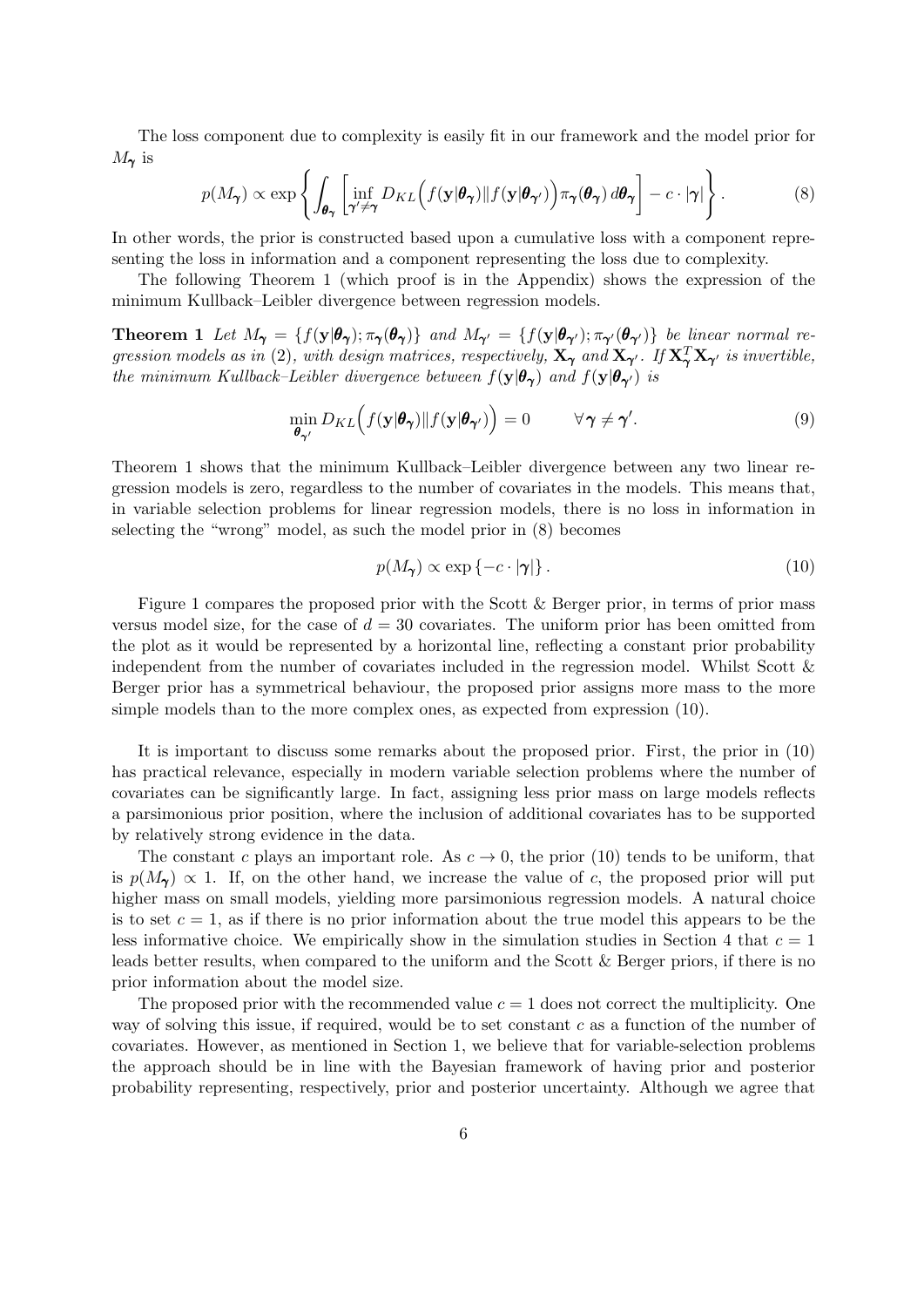The loss component due to complexity is easily fit in our framework and the model prior for $M_{\boldsymbol{\gamma}}$ is

$$p(M_{\boldsymbol{\gamma}}) \propto \exp\left\{ \int_{\boldsymbol{\theta}_{\boldsymbol{\gamma}}} \left[ \inf_{\boldsymbol{\gamma}' \neq \boldsymbol{\gamma}} D_{KL}\Big( f(\mathbf{y}|\boldsymbol{\theta}_{\boldsymbol{\gamma}}) \| f(\mathbf{y}|\boldsymbol{\theta}_{\boldsymbol{\gamma}'}) \Big) \pi_{\boldsymbol{\gamma}}(\boldsymbol{\theta}_{\boldsymbol{\gamma}})\, d\boldsymbol{\theta}_{\boldsymbol{\gamma}} \right] - c \cdot |\boldsymbol{\gamma}| \right\}. \tag{8}$$

In other words, the prior is constructed based upon a cumulative loss with a component representing the loss in information and a component representing the loss due to complexity.

The following Theorem 1 (which proof is in the Appendix) shows the expression of the minimum Kullback–Leibler divergence between regression models.

**Theorem 1** *Let $M_{\boldsymbol{\gamma}} = \{f(\mathbf{y}|\boldsymbol{\theta}_{\boldsymbol{\gamma}}); \pi_{\boldsymbol{\gamma}}(\boldsymbol{\theta}_{\boldsymbol{\gamma}})\}$ and $M_{\boldsymbol{\gamma}'} = \{f(\mathbf{y}|\boldsymbol{\theta}_{\boldsymbol{\gamma}'}); \pi_{\boldsymbol{\gamma}'}(\boldsymbol{\theta}_{\boldsymbol{\gamma}'})\}$ be linear normal regression models as in (2), with design matrices, respectively, $\mathbf{X}_{\boldsymbol{\gamma}}$ and $\mathbf{X}_{\boldsymbol{\gamma}'}$. If $\mathbf{X}_{\boldsymbol{\gamma}}^T \mathbf{X}_{\boldsymbol{\gamma}'}$ is invertible, the minimum Kullback–Leibler divergence between $f(\mathbf{y}|\boldsymbol{\theta}_{\boldsymbol{\gamma}})$ and $f(\mathbf{y}|\boldsymbol{\theta}_{\boldsymbol{\gamma}'})$ is*

$$\min_{\boldsymbol{\theta}_{\boldsymbol{\gamma}'}} D_{KL}\Big( f(\mathbf{y}|\boldsymbol{\theta}_{\boldsymbol{\gamma}}) \| f(\mathbf{y}|\boldsymbol{\theta}_{\boldsymbol{\gamma}'}) \Big) = 0 \qquad \forall \boldsymbol{\gamma} \neq \boldsymbol{\gamma}'. \tag{9}$$

Theorem 1 shows that the minimum Kullback–Leibler divergence between any two linear regression models is zero, regardless to the number of covariates in the models. This means that, in variable selection problems for linear regression models, there is no loss in information in selecting the "wrong" model, as such the model prior in (8) becomes

$$p(M_{\boldsymbol{\gamma}}) \propto \exp\left\{-c \cdot |\boldsymbol{\gamma}|\right\}. \tag{10}$$

Figure 1 compares the proposed prior with the Scott & Berger prior, in terms of prior mass versus model size, for the case of $d = 30$ covariates. The uniform prior has been omitted from the plot as it would be represented by a horizontal line, reflecting a constant prior probability independent from the number of covariates included in the regression model. Whilst Scott & Berger prior has a symmetrical behaviour, the proposed prior assigns more mass to the more simple models than to the more complex ones, as expected from expression (10).

It is important to discuss some remarks about the proposed prior. First, the prior in (10) has practical relevance, especially in modern variable selection problems where the number of covariates can be significantly large. In fact, assigning less prior mass on large models reflects a parsimonious prior position, where the inclusion of additional covariates has to be supported by relatively strong evidence in the data.

The constant $c$ plays an important role. As $c \to 0$, the prior (10) tends to be uniform, that is $p(M_{\boldsymbol{\gamma}}) \propto 1$. If, on the other hand, we increase the value of $c$, the proposed prior will put higher mass on small models, yielding more parsimonious regression models. A natural choice is to set $c = 1$, as if there is no prior information about the true model this appears to be the less informative choice. We empirically show in the simulation studies in Section 4 that $c = 1$ leads better results, when compared to the uniform and the Scott & Berger priors, if there is no prior information about the model size.

The proposed prior with the recommended value $c = 1$ does not correct the multiplicity. One way of solving this issue, if required, would be to set constant $c$ as a function of the number of covariates. However, as mentioned in Section 1, we believe that for variable-selection problems the approach should be in line with the Bayesian framework of having prior and posterior probability representing, respectively, prior and posterior uncertainty. Although we agree that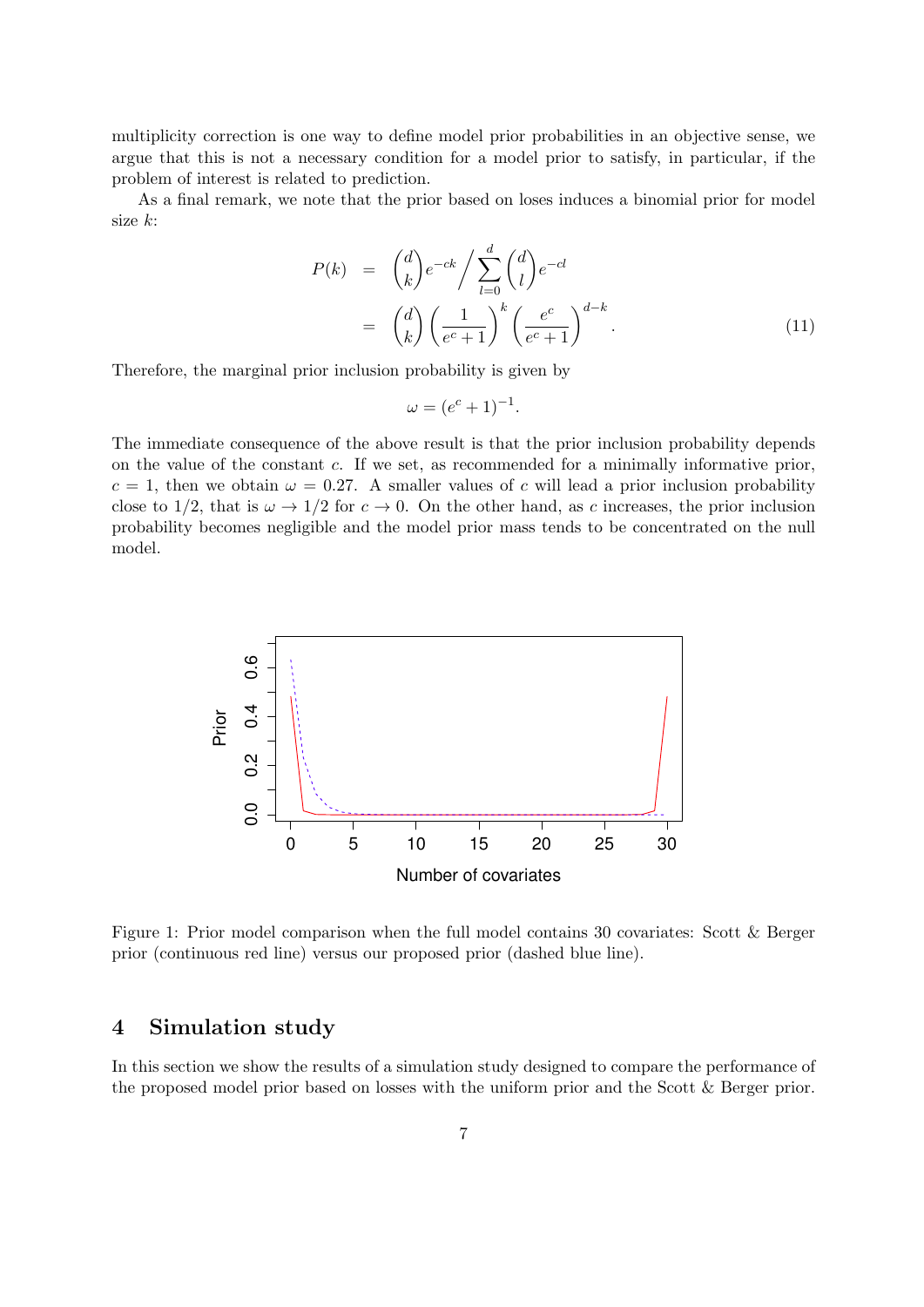multiplicity correction is one way to define model prior probabilities in an objective sense, we argue that this is not a necessary condition for a model prior to satisfy, in particular, if the problem of interest is related to prediction.

As a final remark, we note that the prior based on loses induces a binomial prior for model size $k$:

$$
\begin{aligned}
P(k) &= \binom{d}{k} e^{-ck} \Big/ \sum_{l=0}^{d} \binom{d}{l} e^{-cl} \\
&= \binom{d}{k} \left( \frac{1}{e^c + 1} \right)^k \left( \frac{e^c}{e^c + 1} \right)^{d-k}. \qquad (11)
\end{aligned}
$$

Therefore, the marginal prior inclusion probability is given by

$$
\omega = (e^c + 1)^{-1}.
$$

The immediate consequence of the above result is that the prior inclusion probability depends on the value of the constant $c$. If we set, as recommended for a minimally informative prior, $c = 1$, then we obtain $\omega = 0.27$. A smaller values of $c$ will lead a prior inclusion probability close to $1/2$, that is $\omega \to 1/2$ for $c \to 0$. On the other hand, as $c$ increases, the prior inclusion probability becomes negligible and the model prior mass tends to be concentrated on the null model.

Figure 1: Prior model comparison when the full model contains 30 covariates: Scott & Berger prior (continuous red line) versus our proposed prior (dashed blue line).

## 4 Simulation study

In this section we show the results of a simulation study designed to compare the performance of the proposed model prior based on losses with the uniform prior and the Scott & Berger prior.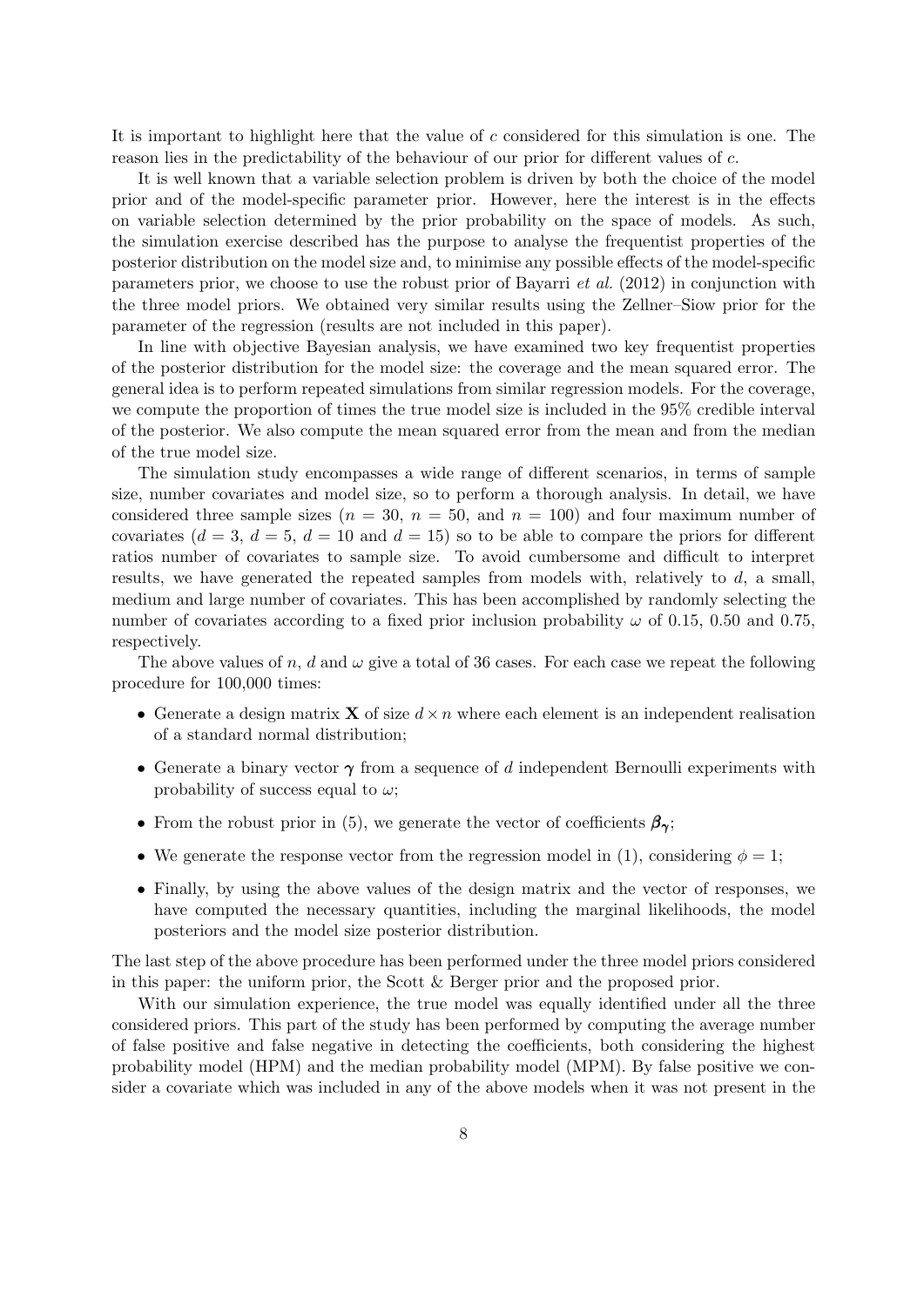It is important to highlight here that the value of $c$ considered for this simulation is one. The reason lies in the predictability of the behaviour of our prior for different values of $c$.

It is well known that a variable selection problem is driven by both the choice of the model prior and of the model-specific parameter prior. However, here the interest is in the effects on variable selection determined by the prior probability on the space of models. As such, the simulation exercise described has the purpose to analyse the frequentist properties of the posterior distribution on the model size and, to minimise any possible effects of the model-specific parameters prior, we choose to use the robust prior of Bayarri *et al.* (2012) in conjunction with the three model priors. We obtained very similar results using the Zellner–Siow prior for the parameter of the regression (results are not included in this paper).

In line with objective Bayesian analysis, we have examined two key frequentist properties of the posterior distribution for the model size: the coverage and the mean squared error. The general idea is to perform repeated simulations from similar regression models. For the coverage, we compute the proportion of times the true model size is included in the 95% credible interval of the posterior. We also compute the mean squared error from the mean and from the median of the true model size.

The simulation study encompasses a wide range of different scenarios, in terms of sample size, number covariates and model size, so to perform a thorough analysis. In detail, we have considered three sample sizes ($n = 30$, $n = 50$, and $n = 100$) and four maximum number of covariates ($d = 3$, $d = 5$, $d = 10$ and $d = 15$) so to be able to compare the priors for different ratios number of covariates to sample size. To avoid cumbersome and difficult to interpret results, we have generated the repeated samples from models with, relatively to $d$, a small, medium and large number of covariates. This has been accomplished by randomly selecting the number of covariates according to a fixed prior inclusion probability $\omega$ of 0.15, 0.50 and 0.75, respectively.

The above values of $n$, $d$ and $\omega$ give a total of 36 cases. For each case we repeat the following procedure for 100,000 times:

- Generate a design matrix $\mathbf{X}$ of size $d \times n$ where each element is an independent realisation of a standard normal distribution;
- Generate a binary vector $\boldsymbol{\gamma}$ from a sequence of $d$ independent Bernoulli experiments with probability of success equal to $\omega$;
- From the robust prior in (5), we generate the vector of coefficients $\boldsymbol{\beta}_{\boldsymbol{\gamma}}$;
- We generate the response vector from the regression model in (1), considering $\phi = 1$;
- Finally, by using the above values of the design matrix and the vector of responses, we have computed the necessary quantities, including the marginal likelihoods, the model posteriors and the model size posterior distribution.

The last step of the above procedure has been performed under the three model priors considered in this paper: the uniform prior, the Scott & Berger prior and the proposed prior.

With our simulation experience, the true model was equally identified under all the three considered priors. This part of the study has been performed by computing the average number of false positive and false negative in detecting the coefficients, both considering the highest probability model (HPM) and the median probability model (MPM). By false positive we consider a covariate which was included in any of the above models when it was not present in the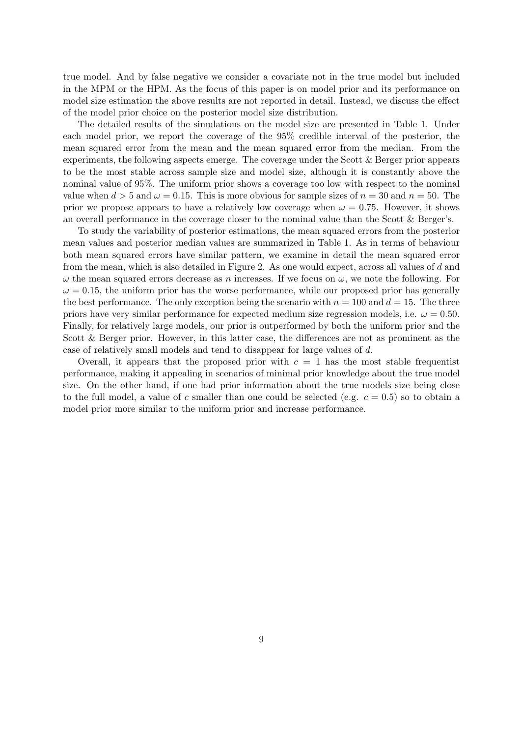true model. And by false negative we consider a covariate not in the true model but included in the MPM or the HPM. As the focus of this paper is on model prior and its performance on model size estimation the above results are not reported in detail. Instead, we discuss the effect of the model prior choice on the posterior model size distribution.

The detailed results of the simulations on the model size are presented in Table 1. Under each model prior, we report the coverage of the 95% credible interval of the posterior, the mean squared error from the mean and the mean squared error from the median. From the experiments, the following aspects emerge. The coverage under the Scott & Berger prior appears to be the most stable across sample size and model size, although it is constantly above the nominal value of 95%. The uniform prior shows a coverage too low with respect to the nominal value when $d > 5$ and $\omega = 0.15$. This is more obvious for sample sizes of $n = 30$ and $n = 50$. The prior we propose appears to have a relatively low coverage when $\omega = 0.75$. However, it shows an overall performance in the coverage closer to the nominal value than the Scott & Berger's.

To study the variability of posterior estimations, the mean squared errors from the posterior mean values and posterior median values are summarized in Table 1. As in terms of behaviour both mean squared errors have similar pattern, we examine in detail the mean squared error from the mean, which is also detailed in Figure 2. As one would expect, across all values of $d$ and $\omega$ the mean squared errors decrease as $n$ increases. If we focus on $\omega$, we note the following. For $\omega = 0.15$, the uniform prior has the worse performance, while our proposed prior has generally the best performance. The only exception being the scenario with $n = 100$ and $d = 15$. The three priors have very similar performance for expected medium size regression models, i.e. $\omega = 0.50$. Finally, for relatively large models, our prior is outperformed by both the uniform prior and the Scott & Berger prior. However, in this latter case, the differences are not as prominent as the case of relatively small models and tend to disappear for large values of $d$.

Overall, it appears that the proposed prior with $c = 1$ has the most stable frequentist performance, making it appealing in scenarios of minimal prior knowledge about the true model size. On the other hand, if one had prior information about the true models size being close to the full model, a value of $c$ smaller than one could be selected (e.g. $c = 0.5$) so to obtain a model prior more similar to the uniform prior and increase performance.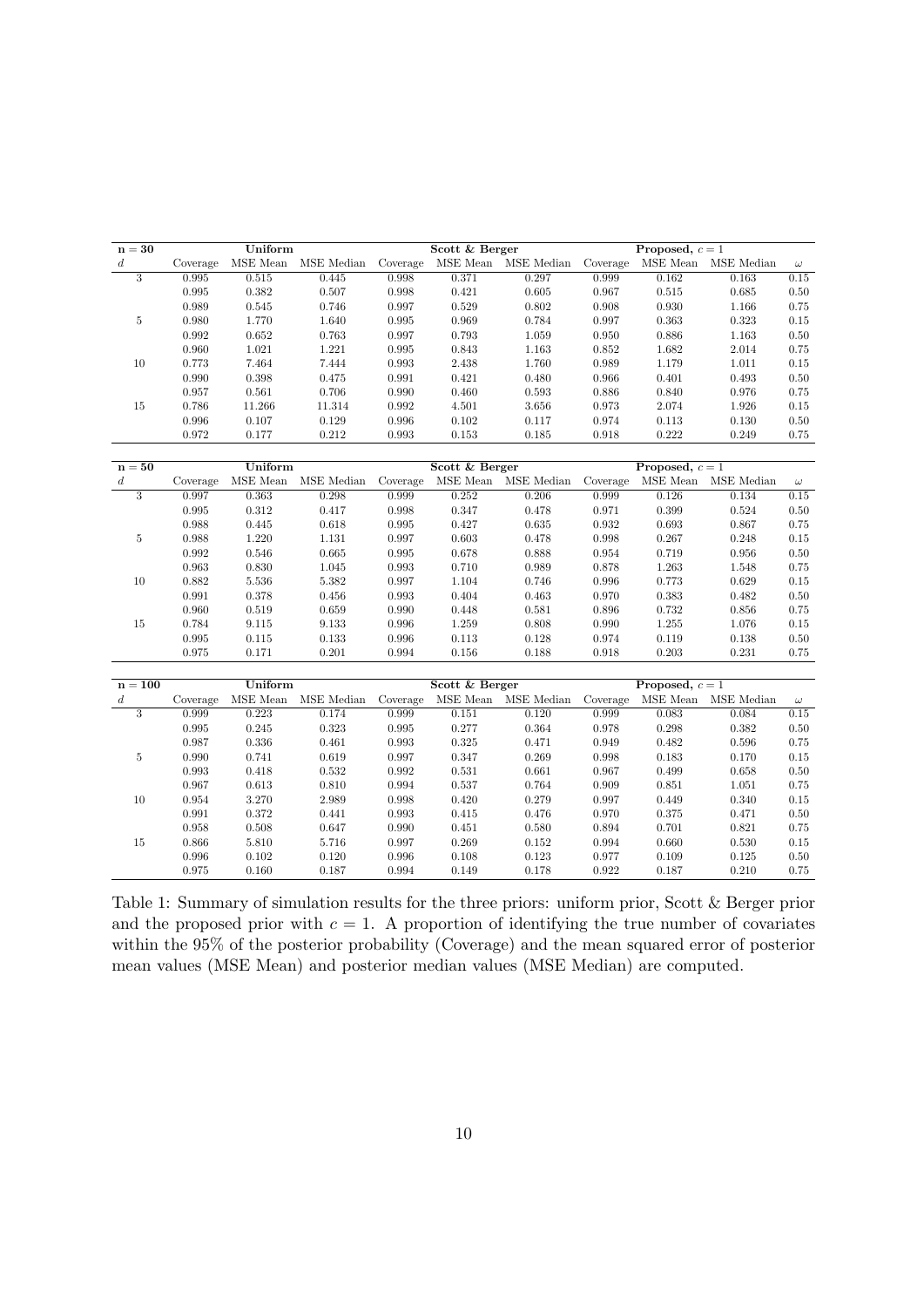| $\mathbf{n = 30}$ | Uniform | | | Scott & Berger | | | Proposed, $c = 1$ | | | |
|---|---|---|---|---|---|---|---|---|---|---|
| $d$ | Coverage | MSE Mean | MSE Median | Coverage | MSE Mean | MSE Median | Coverage | MSE Mean | MSE Median | $\omega$ |
| 3 | 0.995 | 0.515 | 0.445 | 0.998 | 0.371 | 0.297 | 0.999 | 0.162 | 0.163 | 0.15 |
| | 0.995 | 0.382 | 0.507 | 0.998 | 0.421 | 0.605 | 0.967 | 0.515 | 0.685 | 0.50 |
| | 0.989 | 0.545 | 0.746 | 0.997 | 0.529 | 0.802 | 0.908 | 0.930 | 1.166 | 0.75 |
| 5 | 0.980 | 1.770 | 1.640 | 0.995 | 0.969 | 0.784 | 0.997 | 0.363 | 0.323 | 0.15 |
| | 0.992 | 0.652 | 0.763 | 0.997 | 0.793 | 1.059 | 0.950 | 0.886 | 1.163 | 0.50 |
| | 0.960 | 1.021 | 1.221 | 0.995 | 0.843 | 1.163 | 0.852 | 1.682 | 2.014 | 0.75 |
| 10 | 0.773 | 7.464 | 7.444 | 0.993 | 2.438 | 1.760 | 0.989 | 1.179 | 1.011 | 0.15 |
| | 0.990 | 0.398 | 0.475 | 0.991 | 0.421 | 0.480 | 0.966 | 0.401 | 0.493 | 0.50 |
| | 0.957 | 0.561 | 0.706 | 0.990 | 0.460 | 0.593 | 0.886 | 0.840 | 0.976 | 0.75 |
| 15 | 0.786 | 11.266 | 11.314 | 0.992 | 4.501 | 3.656 | 0.973 | 2.074 | 1.926 | 0.15 |
| | 0.996 | 0.107 | 0.129 | 0.996 | 0.102 | 0.117 | 0.974 | 0.113 | 0.130 | 0.50 |
| | 0.972 | 0.177 | 0.212 | 0.993 | 0.153 | 0.185 | 0.918 | 0.222 | 0.249 | 0.75 |

| $\mathbf{n = 50}$ | Uniform | | | Scott & Berger | | | Proposed, $c = 1$ | | | |
|---|---|---|---|---|---|---|---|---|---|---|
| $d$ | Coverage | MSE Mean | MSE Median | Coverage | MSE Mean | MSE Median | Coverage | MSE Mean | MSE Median | $\omega$ |
| 3 | 0.997 | 0.363 | 0.298 | 0.999 | 0.252 | 0.206 | 0.999 | 0.126 | 0.134 | 0.15 |
| | 0.995 | 0.312 | 0.417 | 0.998 | 0.347 | 0.478 | 0.971 | 0.399 | 0.524 | 0.50 |
| | 0.988 | 0.445 | 0.618 | 0.995 | 0.427 | 0.635 | 0.932 | 0.693 | 0.867 | 0.75 |
| 5 | 0.988 | 1.220 | 1.131 | 0.997 | 0.603 | 0.478 | 0.998 | 0.267 | 0.248 | 0.15 |
| | 0.992 | 0.546 | 0.665 | 0.995 | 0.678 | 0.888 | 0.954 | 0.719 | 0.956 | 0.50 |
| | 0.963 | 0.830 | 1.045 | 0.993 | 0.710 | 0.989 | 0.878 | 1.263 | 1.548 | 0.75 |
| 10 | 0.882 | 5.536 | 5.382 | 0.997 | 1.104 | 0.746 | 0.996 | 0.773 | 0.629 | 0.15 |
| | 0.991 | 0.378 | 0.456 | 0.993 | 0.404 | 0.463 | 0.970 | 0.383 | 0.482 | 0.50 |
| | 0.960 | 0.519 | 0.659 | 0.990 | 0.448 | 0.581 | 0.896 | 0.732 | 0.856 | 0.75 |
| 15 | 0.784 | 9.115 | 9.133 | 0.996 | 1.259 | 0.808 | 0.990 | 1.255 | 1.076 | 0.15 |
| | 0.995 | 0.115 | 0.133 | 0.996 | 0.113 | 0.128 | 0.974 | 0.119 | 0.138 | 0.50 |
| | 0.975 | 0.171 | 0.201 | 0.994 | 0.156 | 0.188 | 0.918 | 0.203 | 0.231 | 0.75 |

| $\mathbf{n = 100}$ | Uniform | | | Scott & Berger | | | Proposed, $c = 1$ | | | |
|---|---|---|---|---|---|---|---|---|---|---|
| $d$ | Coverage | MSE Mean | MSE Median | Coverage | MSE Mean | MSE Median | Coverage | MSE Mean | MSE Median | $\omega$ |
| 3 | 0.999 | 0.223 | 0.174 | 0.999 | 0.151 | 0.120 | 0.999 | 0.083 | 0.084 | 0.15 |
| | 0.995 | 0.245 | 0.323 | 0.995 | 0.277 | 0.364 | 0.978 | 0.298 | 0.382 | 0.50 |
| | 0.987 | 0.336 | 0.461 | 0.993 | 0.325 | 0.471 | 0.949 | 0.482 | 0.596 | 0.75 |
| 5 | 0.990 | 0.741 | 0.619 | 0.997 | 0.347 | 0.269 | 0.998 | 0.183 | 0.170 | 0.15 |
| | 0.993 | 0.418 | 0.532 | 0.992 | 0.531 | 0.661 | 0.967 | 0.499 | 0.658 | 0.50 |
| | 0.967 | 0.613 | 0.810 | 0.994 | 0.537 | 0.764 | 0.909 | 0.851 | 1.051 | 0.75 |
| 10 | 0.954 | 3.270 | 2.989 | 0.998 | 0.420 | 0.279 | 0.997 | 0.449 | 0.340 | 0.15 |
| | 0.991 | 0.372 | 0.441 | 0.993 | 0.415 | 0.476 | 0.970 | 0.375 | 0.471 | 0.50 |
| | 0.958 | 0.508 | 0.647 | 0.990 | 0.451 | 0.580 | 0.894 | 0.701 | 0.821 | 0.75 |
| 15 | 0.866 | 5.810 | 5.716 | 0.997 | 0.269 | 0.152 | 0.994 | 0.660 | 0.530 | 0.15 |
| | 0.996 | 0.102 | 0.120 | 0.996 | 0.108 | 0.123 | 0.977 | 0.109 | 0.125 | 0.50 |
| | 0.975 | 0.160 | 0.187 | 0.994 | 0.149 | 0.178 | 0.922 | 0.187 | 0.210 | 0.75 |

Table 1: Summary of simulation results for the three priors: uniform prior, Scott & Berger prior and the proposed prior with $c = 1$. A proportion of identifying the true number of covariates within the 95% of the posterior probability (Coverage) and the mean squared error of posterior mean values (MSE Mean) and posterior median values (MSE Median) are computed.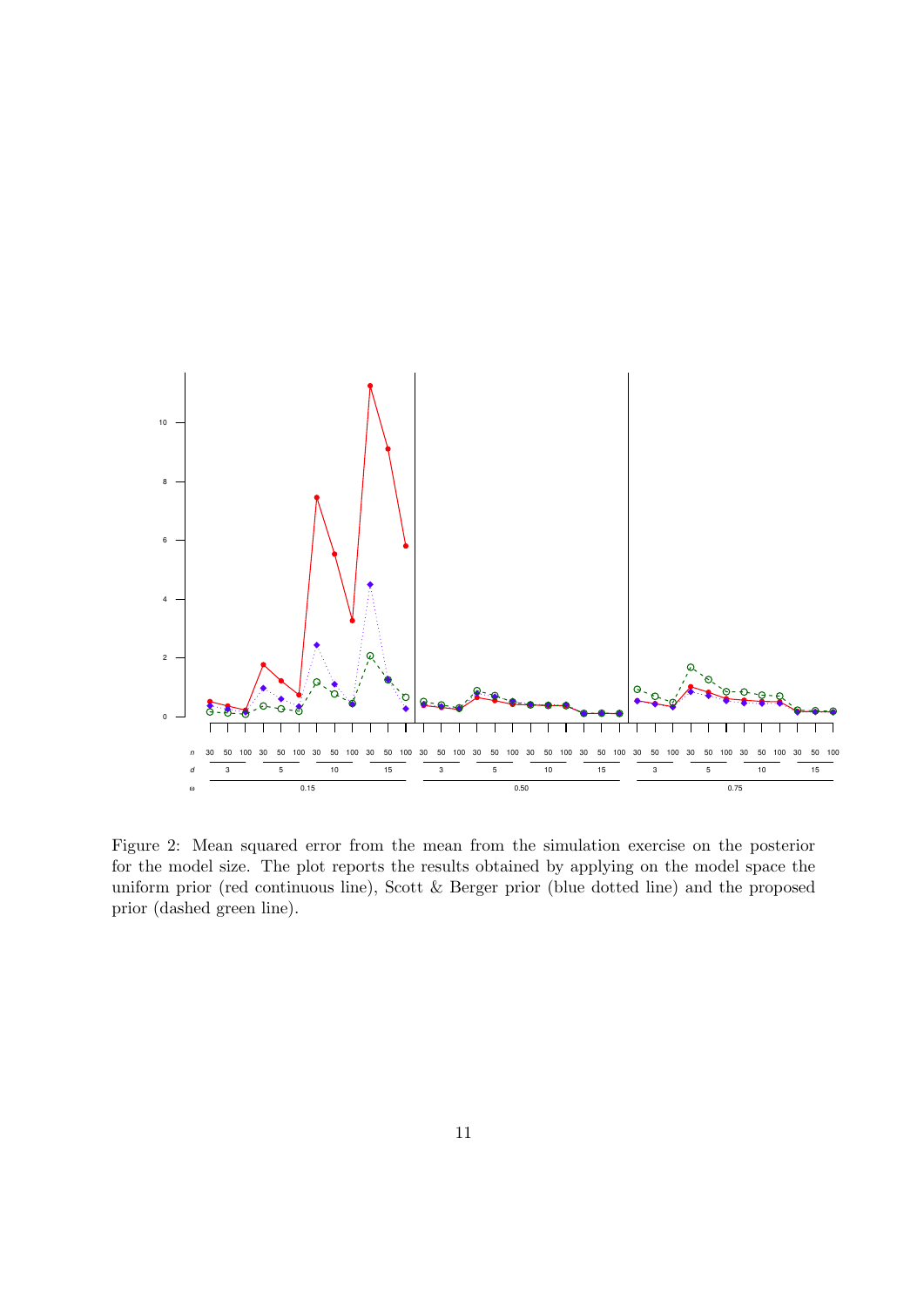Figure 2: Mean squared error from the mean from the simulation exercise on the posterior for the model size. The plot reports the results obtained by applying on the model space the uniform prior (red continuous line), Scott & Berger prior (blue dotted line) and the proposed prior (dashed green line).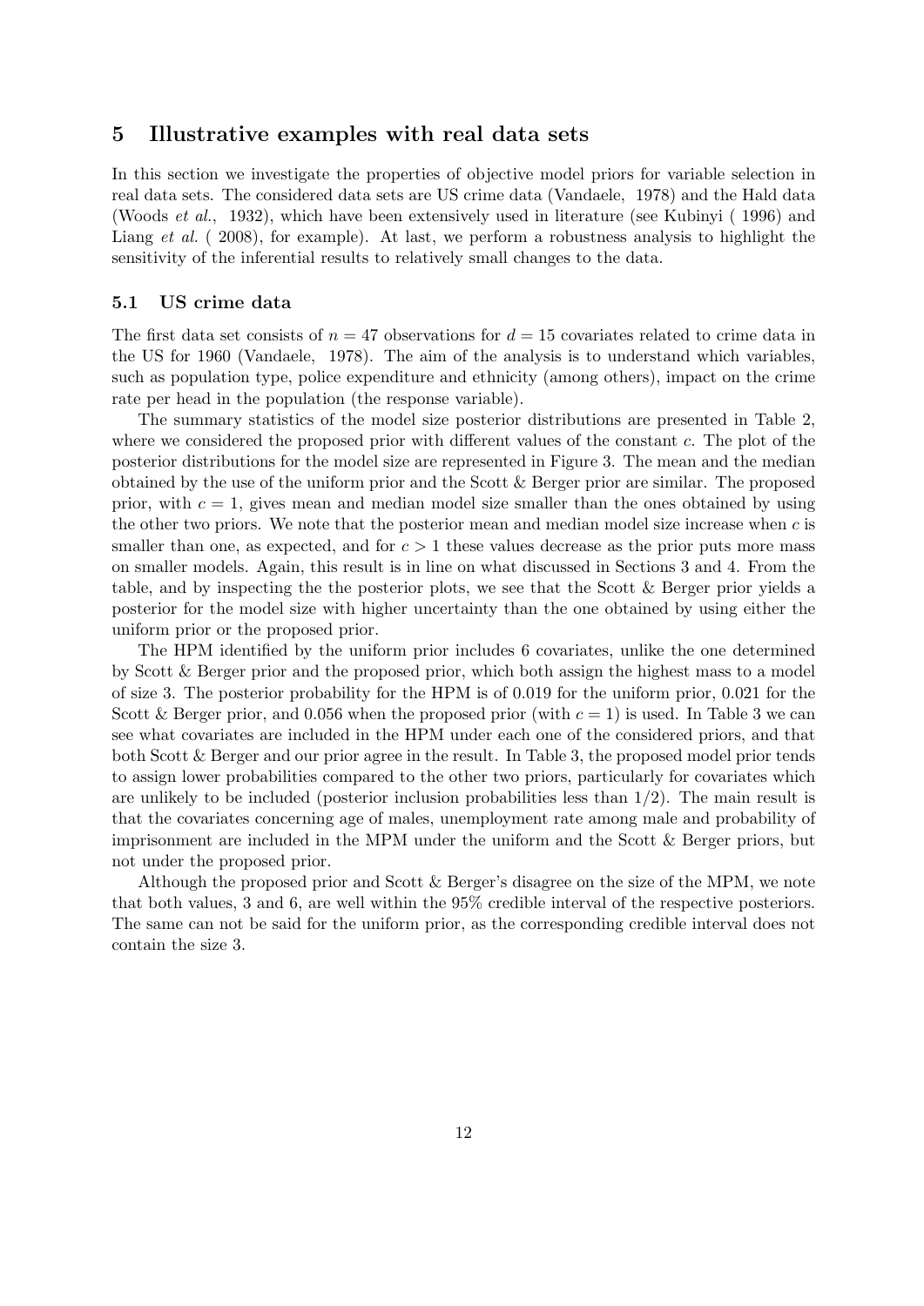## 5 Illustrative examples with real data sets

In this section we investigate the properties of objective model priors for variable selection in real data sets. The considered data sets are US crime data (Vandaele, 1978) and the Hald data (Woods *et al.*, 1932), which have been extensively used in literature (see Kubinyi ( 1996) and Liang *et al.* ( 2008), for example). At last, we perform a robustness analysis to highlight the sensitivity of the inferential results to relatively small changes to the data.

### 5.1 US crime data

The first data set consists of $n = 47$ observations for $d = 15$ covariates related to crime data in the US for 1960 (Vandaele, 1978). The aim of the analysis is to understand which variables, such as population type, police expenditure and ethnicity (among others), impact on the crime rate per head in the population (the response variable).

The summary statistics of the model size posterior distributions are presented in Table 2, where we considered the proposed prior with different values of the constant $c$. The plot of the posterior distributions for the model size are represented in Figure 3. The mean and the median obtained by the use of the uniform prior and the Scott & Berger prior are similar. The proposed prior, with $c = 1$, gives mean and median model size smaller than the ones obtained by using the other two priors. We note that the posterior mean and median model size increase when $c$ is smaller than one, as expected, and for $c > 1$ these values decrease as the prior puts more mass on smaller models. Again, this result is in line on what discussed in Sections 3 and 4. From the table, and by inspecting the the posterior plots, we see that the Scott & Berger prior yields a posterior for the model size with higher uncertainty than the one obtained by using either the uniform prior or the proposed prior.

The HPM identified by the uniform prior includes 6 covariates, unlike the one determined by Scott & Berger prior and the proposed prior, which both assign the highest mass to a model of size 3. The posterior probability for the HPM is of 0.019 for the uniform prior, 0.021 for the Scott & Berger prior, and 0.056 when the proposed prior (with $c = 1$) is used. In Table 3 we can see what covariates are included in the HPM under each one of the considered priors, and that both Scott & Berger and our prior agree in the result. In Table 3, the proposed model prior tends to assign lower probabilities compared to the other two priors, particularly for covariates which are unlikely to be included (posterior inclusion probabilities less than 1/2). The main result is that the covariates concerning age of males, unemployment rate among male and probability of imprisonment are included in the MPM under the uniform and the Scott & Berger priors, but not under the proposed prior.

Although the proposed prior and Scott & Berger's disagree on the size of the MPM, we note that both values, 3 and 6, are well within the 95% credible interval of the respective posteriors. The same can not be said for the uniform prior, as the corresponding credible interval does not contain the size 3.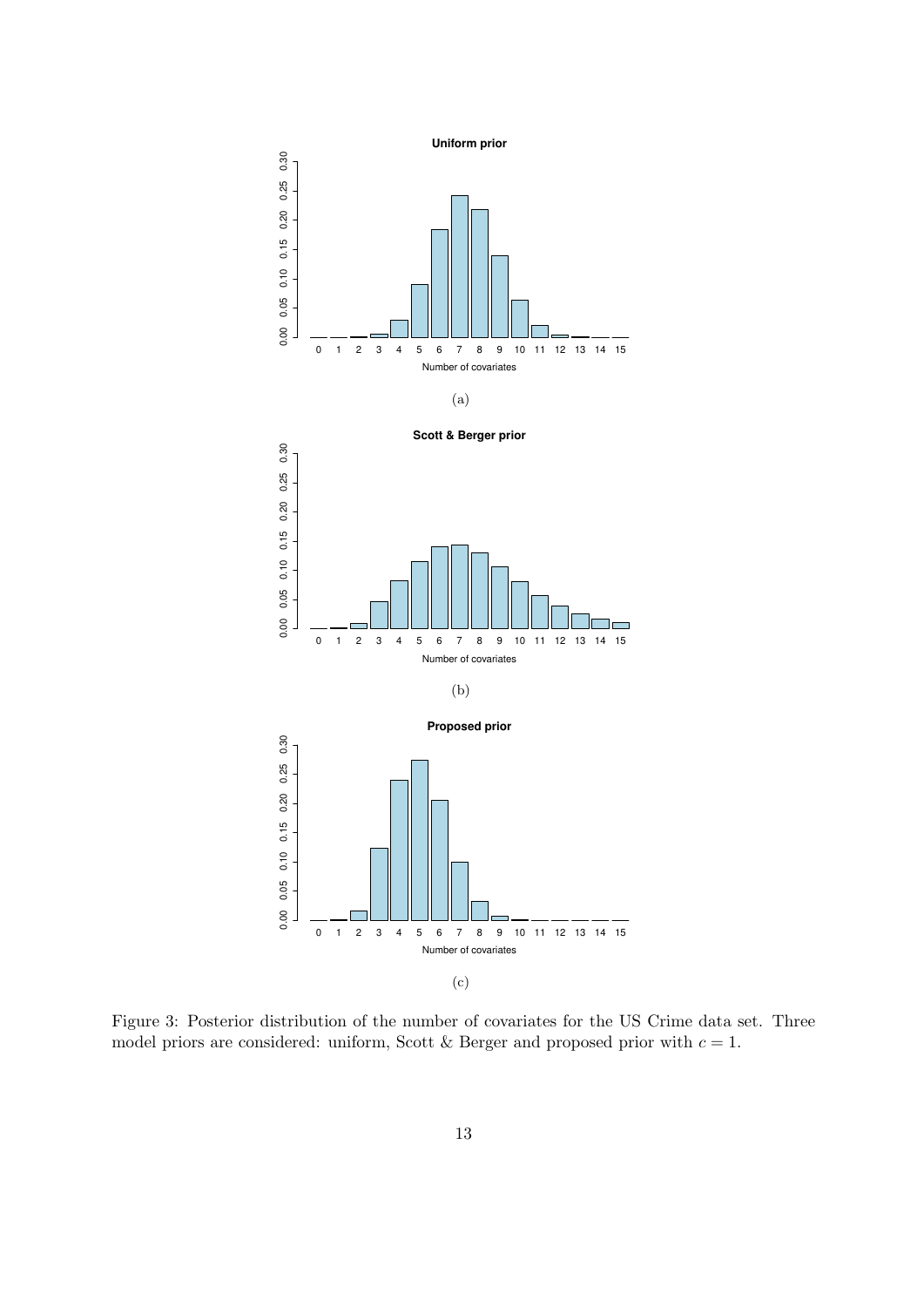(a)

(b)

(c)

Figure 3: Posterior distribution of the number of covariates for the US Crime data set. Three model priors are considered: uniform, Scott & Berger and proposed prior with $c = 1$.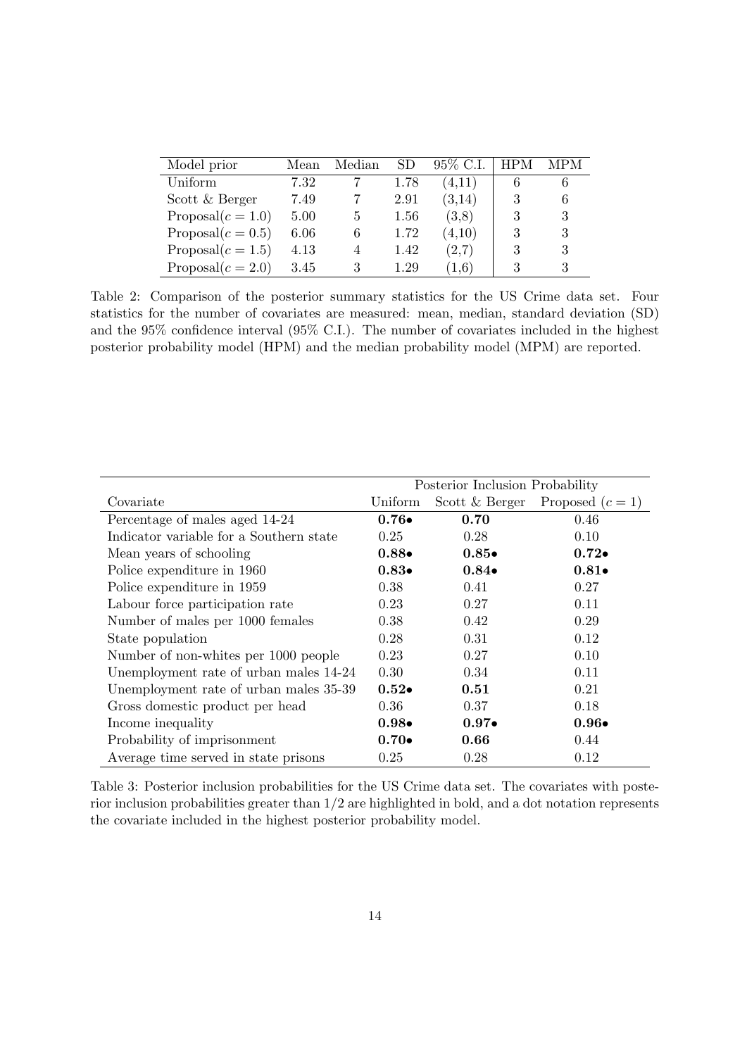| Model prior | Mean | Median | SD | 95% C.I. | HPM | MPM |
|---|---|---|---|---|---|---|
| Uniform | 7.32 | 7 | 1.78 | (4,11) | 6 | 6 |
| Scott & Berger | 7.49 | 7 | 2.91 | (3,14) | 3 | 6 |
| Proposal($c = 1.0$) | 5.00 | 5 | 1.56 | (3,8) | 3 | 3 |
| Proposal($c = 0.5$) | 6.06 | 6 | 1.72 | (4,10) | 3 | 3 |
| Proposal($c = 1.5$) | 4.13 | 4 | 1.42 | (2,7) | 3 | 3 |
| Proposal($c = 2.0$) | 3.45 | 3 | 1.29 | (1,6) | 3 | 3 |

Table 2: Comparison of the posterior summary statistics for the US Crime data set. Four statistics for the number of covariates are measured: mean, median, standard deviation (SD) and the 95% confidence interval (95% C.I.). The number of covariates included in the highest posterior probability model (HPM) and the median probability model (MPM) are reported.

| | Posterior Inclusion Probability | | |
|---|---|---|---|
| Covariate | Uniform | Scott & Berger | Proposed ($c = 1$) |
| Percentage of males aged 14-24 | **0.76•** | **0.70** | 0.46 |
| Indicator variable for a Southern state | 0.25 | 0.28 | 0.10 |
| Mean years of schooling | **0.88•** | **0.85•** | **0.72•** |
| Police expenditure in 1960 | **0.83•** | **0.84•** | **0.81•** |
| Police expenditure in 1959 | 0.38 | 0.41 | 0.27 |
| Labour force participation rate | 0.23 | 0.27 | 0.11 |
| Number of males per 1000 females | 0.38 | 0.42 | 0.29 |
| State population | 0.28 | 0.31 | 0.12 |
| Number of non-whites per 1000 people | 0.23 | 0.27 | 0.10 |
| Unemployment rate of urban males 14-24 | 0.30 | 0.34 | 0.11 |
| Unemployment rate of urban males 35-39 | **0.52•** | **0.51** | 0.21 |
| Gross domestic product per head | 0.36 | 0.37 | 0.18 |
| Income inequality | **0.98•** | **0.97•** | **0.96•** |
| Probability of imprisonment | **0.70•** | **0.66** | 0.44 |
| Average time served in state prisons | 0.25 | 0.28 | 0.12 |

Table 3: Posterior inclusion probabilities for the US Crime data set. The covariates with posterior inclusion probabilities greater than 1/2 are highlighted in bold, and a dot notation represents the covariate included in the highest posterior probability model.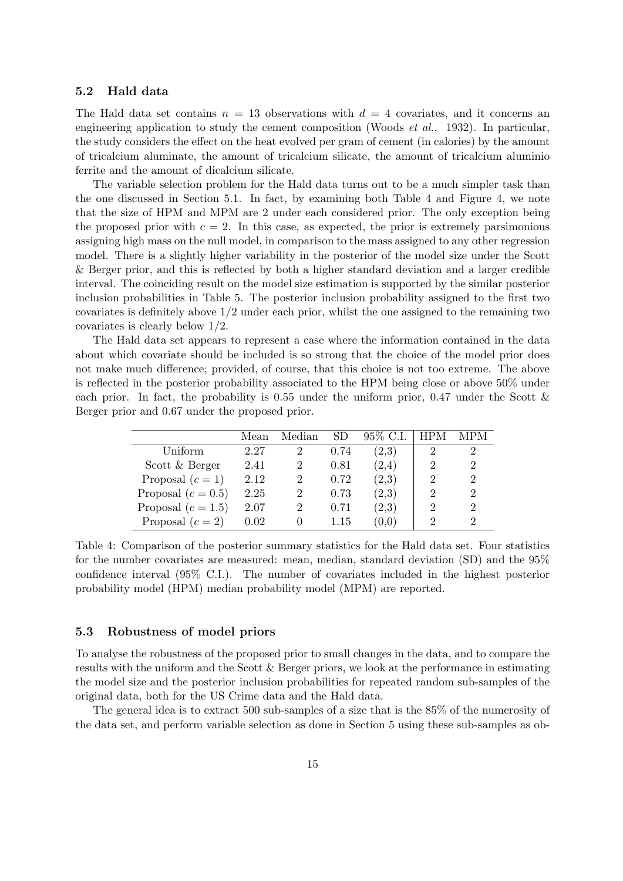### 5.2 Hald data

The Hald data set contains $n = 13$ observations with $d = 4$ covariates, and it concerns an engineering application to study the cement composition (Woods *et al.*, 1932). In particular, the study considers the effect on the heat evolved per gram of cement (in calories) by the amount of tricalcium aluminate, the amount of tricalcium silicate, the amount of tricalcium aluminio ferrite and the amount of dicalcium silicate.

The variable selection problem for the Hald data turns out to be a much simpler task than the one discussed in Section 5.1. In fact, by examining both Table 4 and Figure 4, we note that the size of HPM and MPM are 2 under each considered prior. The only exception being the proposed prior with $c = 2$. In this case, as expected, the prior is extremely parsimonious assigning high mass on the null model, in comparison to the mass assigned to any other regression model. There is a slightly higher variability in the posterior of the model size under the Scott & Berger prior, and this is reflected by both a higher standard deviation and a larger credible interval. The coinciding result on the model size estimation is supported by the similar posterior inclusion probabilities in Table 5. The posterior inclusion probability assigned to the first two covariates is definitely above 1/2 under each prior, whilst the one assigned to the remaining two covariates is clearly below 1/2.

The Hald data set appears to represent a case where the information contained in the data about which covariate should be included is so strong that the choice of the model prior does not make much difference; provided, of course, that this choice is not too extreme. The above is reflected in the posterior probability associated to the HPM being close or above 50% under each prior. In fact, the probability is 0.55 under the uniform prior, 0.47 under the Scott & Berger prior and 0.67 under the proposed prior.

| | Mean | Median | SD | 95% C.I. | HPM | MPM |
|---|---|---|---|---|---|---|
| Uniform | 2.27 | 2 | 0.74 | (2,3) | 2 | 2 |
| Scott & Berger | 2.41 | 2 | 0.81 | (2,4) | 2 | 2 |
| Proposal ($c = 1$) | 2.12 | 2 | 0.72 | (2,3) | 2 | 2 |
| Proposal ($c = 0.5$) | 2.25 | 2 | 0.73 | (2,3) | 2 | 2 |
| Proposal ($c = 1.5$) | 2.07 | 2 | 0.71 | (2,3) | 2 | 2 |
| Proposal ($c = 2$) | 0.02 | 0 | 1.15 | (0,0) | 2 | 2 |

Table 4: Comparison of the posterior summary statistics for the Hald data set. Four statistics for the number covariates are measured: mean, median, standard deviation (SD) and the 95% confidence interval (95% C.I.). The number of covariates included in the highest posterior probability model (HPM) median probability model (MPM) are reported.

### 5.3 Robustness of model priors

To analyse the robustness of the proposed prior to small changes in the data, and to compare the results with the uniform and the Scott & Berger priors, we look at the performance in estimating the model size and the posterior inclusion probabilities for repeated random sub-samples of the original data, both for the US Crime data and the Hald data.

The general idea is to extract 500 sub-samples of a size that is the 85% of the numerosity of the data set, and perform variable selection as done in Section 5 using these sub-samples as ob-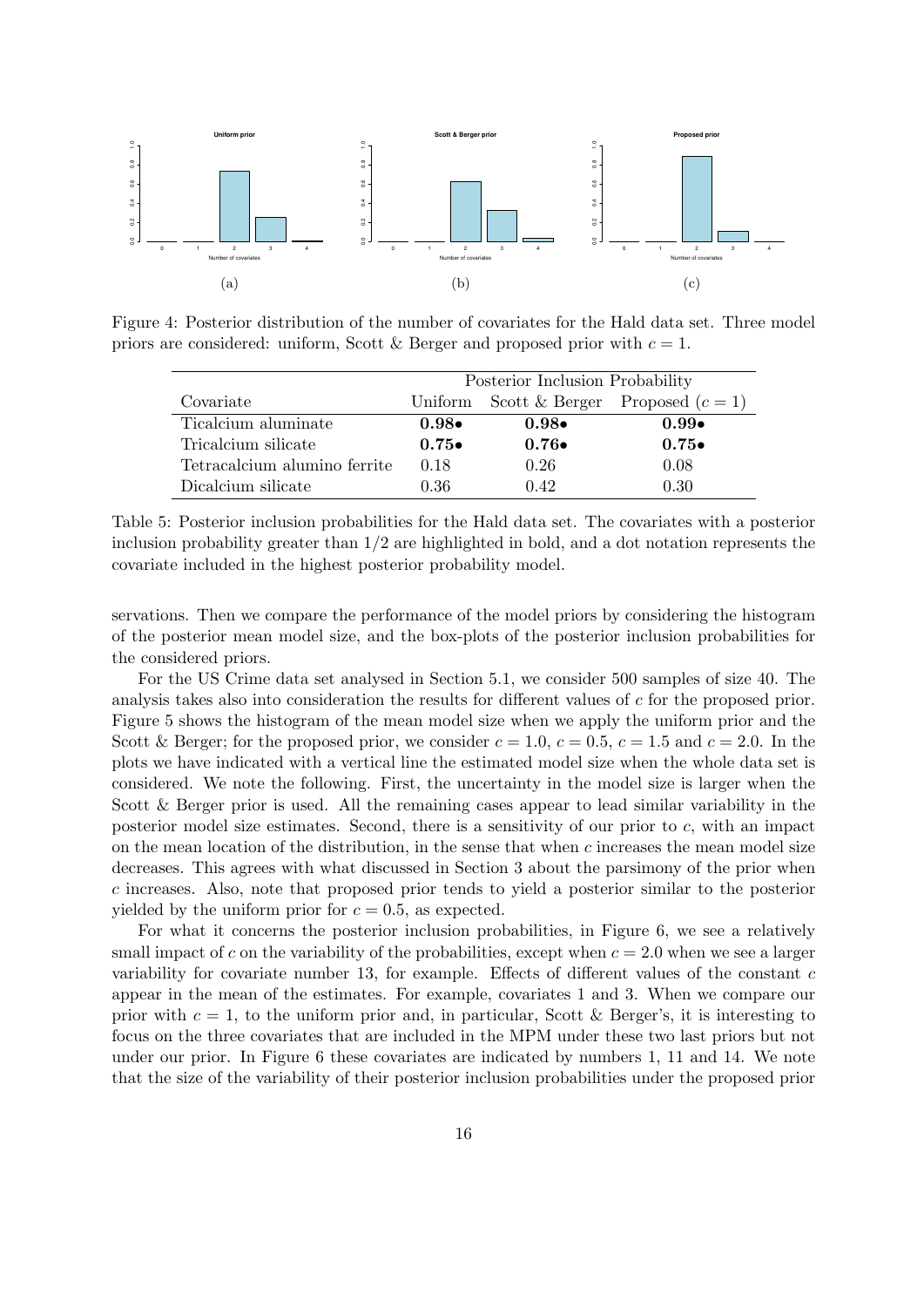Figure 4: Posterior distribution of the number of covariates for the Hald data set. Three model priors are considered: uniform, Scott & Berger and proposed prior with $c = 1$.

| Covariate | Posterior Inclusion Probability | | |
|---|---|---|---|
| | Uniform | Scott & Berger | Proposed ($c = 1$) |
| Ticalcium aluminate | **0.98**• | **0.98**• | **0.99**• |
| Tricalcium silicate | **0.75**• | **0.76**• | **0.75**• |
| Tetracalcium alumino ferrite | 0.18 | 0.26 | 0.08 |
| Dicalcium silicate | 0.36 | 0.42 | 0.30 |

Table 5: Posterior inclusion probabilities for the Hald data set. The covariates with a posterior inclusion probability greater than 1/2 are highlighted in bold, and a dot notation represents the covariate included in the highest posterior probability model.

servations. Then we compare the performance of the model priors by considering the histogram of the posterior mean model size, and the box-plots of the posterior inclusion probabilities for the considered priors.

For the US Crime data set analysed in Section 5.1, we consider 500 samples of size 40. The analysis takes also into consideration the results for different values of $c$ for the proposed prior. Figure 5 shows the histogram of the mean model size when we apply the uniform prior and the Scott & Berger; for the proposed prior, we consider $c = 1.0$, $c = 0.5$, $c = 1.5$ and $c = 2.0$. In the plots we have indicated with a vertical line the estimated model size when the whole data set is considered. We note the following. First, the uncertainty in the model size is larger when the Scott & Berger prior is used. All the remaining cases appear to lead similar variability in the posterior model size estimates. Second, there is a sensitivity of our prior to $c$, with an impact on the mean location of the distribution, in the sense that when $c$ increases the mean model size decreases. This agrees with what discussed in Section 3 about the parsimony of the prior when $c$ increases. Also, note that proposed prior tends to yield a posterior similar to the posterior yielded by the uniform prior for $c = 0.5$, as expected.

For what it concerns the posterior inclusion probabilities, in Figure 6, we see a relatively small impact of $c$ on the variability of the probabilities, except when $c = 2.0$ when we see a larger variability for covariate number 13, for example. Effects of different values of the constant $c$ appear in the mean of the estimates. For example, covariates 1 and 3. When we compare our prior with $c = 1$, to the uniform prior and, in particular, Scott & Berger's, it is interesting to focus on the three covariates that are included in the MPM under these two last priors but not under our prior. In Figure 6 these covariates are indicated by numbers 1, 11 and 14. We note that the size of the variability of their posterior inclusion probabilities under the proposed prior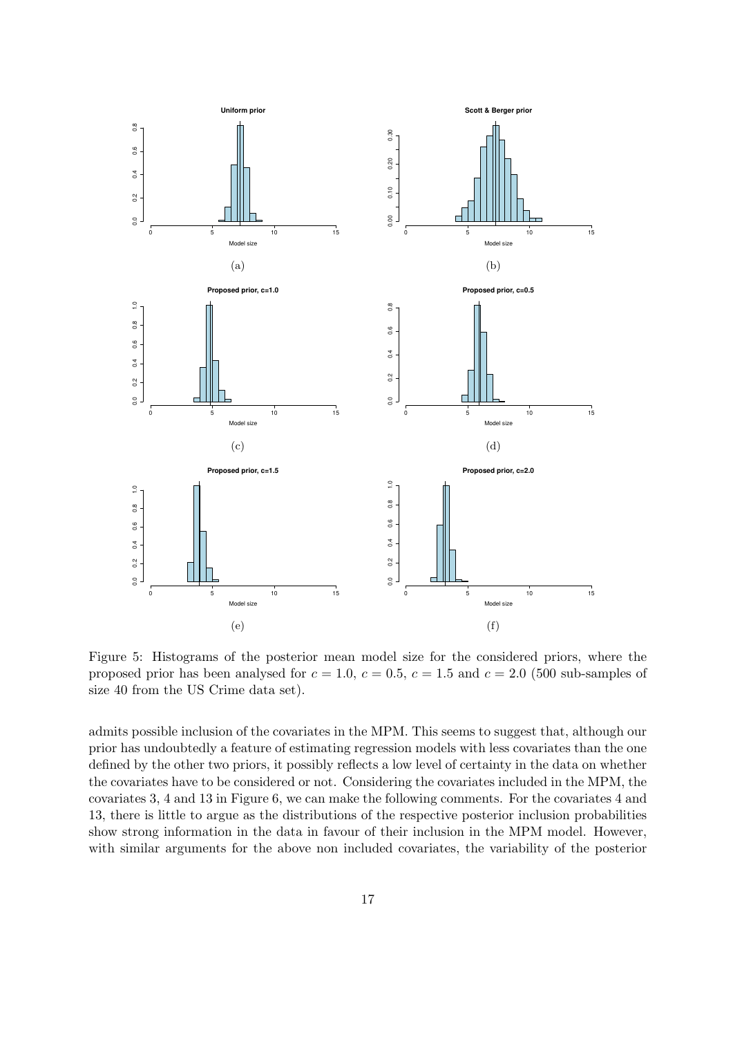Figure 5: Histograms of the posterior mean model size for the considered priors, where the proposed prior has been analysed for $c = 1.0$, $c = 0.5$, $c = 1.5$ and $c = 2.0$ (500 sub-samples of size 40 from the US Crime data set).

admits possible inclusion of the covariates in the MPM. This seems to suggest that, although our prior has undoubtedly a feature of estimating regression models with less covariates than the one defined by the other two priors, it possibly reflects a low level of certainty in the data on whether the covariates have to be considered or not. Considering the covariates included in the MPM, the covariates 3, 4 and 13 in Figure 6, we can make the following comments. For the covariates 4 and 13, there is little to argue as the distributions of the respective posterior inclusion probabilities show strong information in the data in favour of their inclusion in the MPM model. However, with similar arguments for the above non included covariates, the variability of the posterior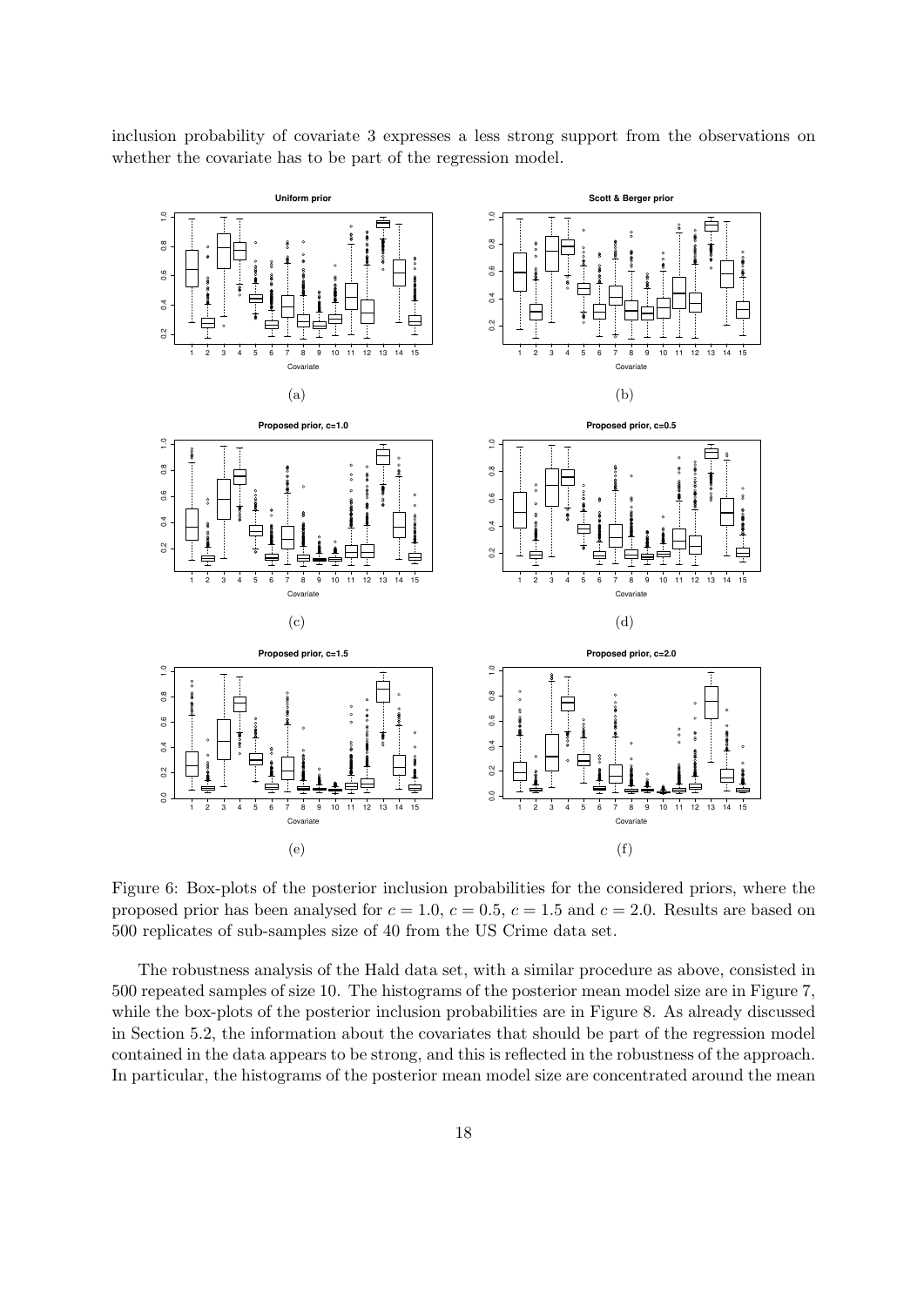inclusion probability of covariate 3 expresses a less strong support from the observations on whether the covariate has to be part of the regression model.

Figure 6: Box-plots of the posterior inclusion probabilities for the considered priors, where the proposed prior has been analysed for $c = 1.0$, $c = 0.5$, $c = 1.5$ and $c = 2.0$. Results are based on 500 replicates of sub-samples size of 40 from the US Crime data set.

The robustness analysis of the Hald data set, with a similar procedure as above, consisted in 500 repeated samples of size 10. The histograms of the posterior mean model size are in Figure 7, while the box-plots of the posterior inclusion probabilities are in Figure 8. As already discussed in Section 5.2, the information about the covariates that should be part of the regression model contained in the data appears to be strong, and this is reflected in the robustness of the approach. In particular, the histograms of the posterior mean model size are concentrated around the mean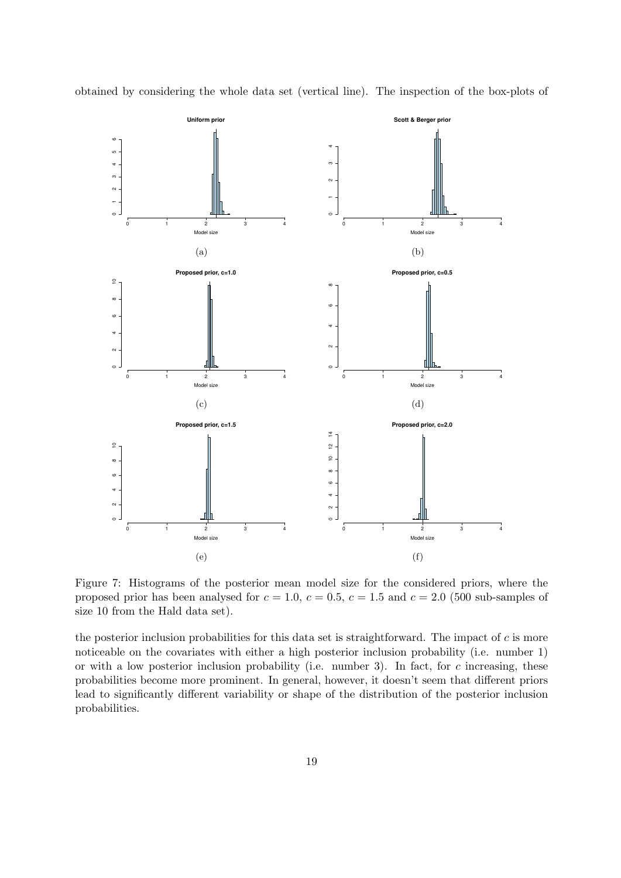obtained by considering the whole data set (vertical line). The inspection of the box-plots of

Figure 7: Histograms of the posterior mean model size for the considered priors, where the proposed prior has been analysed for $c = 1.0$, $c = 0.5$, $c = 1.5$ and $c = 2.0$ (500 sub-samples of size 10 from the Hald data set).

the posterior inclusion probabilities for this data set is straightforward. The impact of $c$ is more noticeable on the covariates with either a high posterior inclusion probability (i.e. number 1) or with a low posterior inclusion probability (i.e. number 3). In fact, for $c$ increasing, these probabilities become more prominent. In general, however, it doesn't seem that different priors lead to significantly different variability or shape of the distribution of the posterior inclusion probabilities.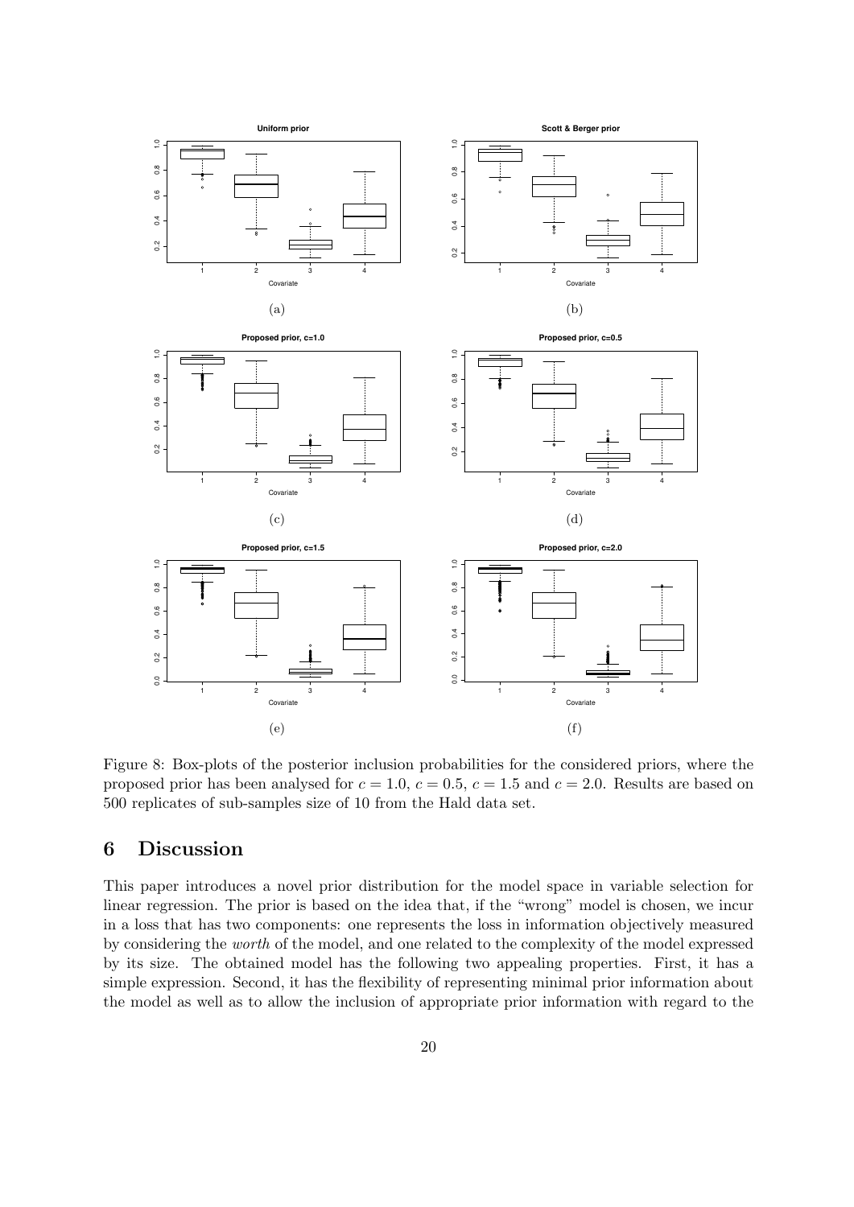Figure 8: Box-plots of the posterior inclusion probabilities for the considered priors, where the proposed prior has been analysed for $c = 1.0$, $c = 0.5$, $c = 1.5$ and $c = 2.0$. Results are based on 500 replicates of sub-samples size of 10 from the Hald data set.

# 6 Discussion

This paper introduces a novel prior distribution for the model space in variable selection for linear regression. The prior is based on the idea that, if the "wrong" model is chosen, we incur in a loss that has two components: one represents the loss in information objectively measured by considering the *worth* of the model, and one related to the complexity of the model expressed by its size. The obtained model has the following two appealing properties. First, it has a simple expression. Second, it has the flexibility of representing minimal prior information about the model as well as to allow the inclusion of appropriate prior information with regard to the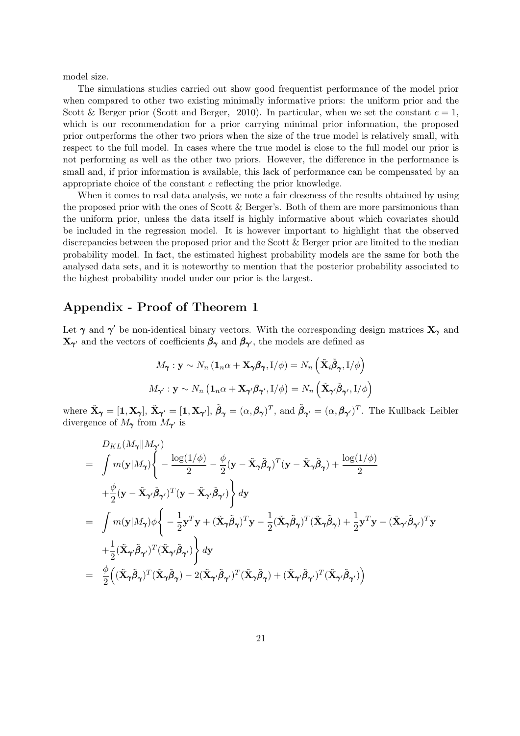model size.

The simulations studies carried out show good frequentist performance of the model prior when compared to other two existing minimally informative priors: the uniform prior and the Scott & Berger prior (Scott and Berger, 2010). In particular, when we set the constant $c = 1$, which is our recommendation for a prior carrying minimal prior information, the proposed prior outperforms the other two priors when the size of the true model is relatively small, with respect to the full model. In cases where the true model is close to the full model our prior is not performing as well as the other two priors. However, the difference in the performance is small and, if prior information is available, this lack of performance can be compensated by an appropriate choice of the constant $c$ reflecting the prior knowledge.

When it comes to real data analysis, we note a fair closeness of the results obtained by using the proposed prior with the ones of Scott & Berger's. Both of them are more parsimonious than the uniform prior, unless the data itself is highly informative about which covariates should be included in the regression model. It is however important to highlight that the observed discrepancies between the proposed prior and the Scott & Berger prior are limited to the median probability model. In fact, the estimated highest probability models are the same for both the analysed data sets, and it is noteworthy to mention that the posterior probability associated to the highest probability model under our prior is the largest.

## Appendix - Proof of Theorem 1

Let $\boldsymbol{\gamma}$ and $\boldsymbol{\gamma}'$ be non-identical binary vectors. With the corresponding design matrices $\mathbf{X}_{\boldsymbol{\gamma}}$ and $\mathbf{X}_{\boldsymbol{\gamma}'}$ and the vectors of coefficients $\boldsymbol{\beta}_{\boldsymbol{\gamma}}$ and $\boldsymbol{\beta}_{\boldsymbol{\gamma}'}$, the models are defined as

$$M_{\boldsymbol{\gamma}} : \mathbf{y} \sim N_n\left(\mathbf{1}_n\alpha + \mathbf{X}_{\boldsymbol{\gamma}}\boldsymbol{\beta}_{\boldsymbol{\gamma}}, \mathrm{I}/\phi\right) = N_n\left(\tilde{\mathbf{X}}_i\tilde{\boldsymbol{\beta}}_{\boldsymbol{\gamma}}, \mathrm{I}/\phi\right)$$

$$M_{\boldsymbol{\gamma}'} : \mathbf{y} \sim N_n\left(\mathbf{1}_n\alpha + \mathbf{X}_{\boldsymbol{\gamma}'}\boldsymbol{\beta}_{\boldsymbol{\gamma}'}, \mathrm{I}/\phi\right) = N_n\left(\tilde{\mathbf{X}}_{\boldsymbol{\gamma}'}\tilde{\boldsymbol{\beta}}_{\boldsymbol{\gamma}'}, \mathrm{I}/\phi\right)$$

where $\tilde{\mathbf{X}}_{\boldsymbol{\gamma}} = [\mathbf{1}, \mathbf{X}_{\boldsymbol{\gamma}}]$, $\tilde{\mathbf{X}}_{\boldsymbol{\gamma}'} = [\mathbf{1}, \mathbf{X}_{\boldsymbol{\gamma}'}]$, $\tilde{\boldsymbol{\beta}}_{\boldsymbol{\gamma}} = (\alpha, \boldsymbol{\beta}_{\boldsymbol{\gamma}})^T$, and $\tilde{\boldsymbol{\beta}}_{\boldsymbol{\gamma}'} = (\alpha, \boldsymbol{\beta}_{\boldsymbol{\gamma}'})^T$. The Kullback–Leibler divergence of $M_{\boldsymbol{\gamma}}$ from $M_{\boldsymbol{\gamma}'}$ is

$$\begin{aligned}
& D_{KL}(M_{\boldsymbol{\gamma}} \| M_{\boldsymbol{\gamma}'}) \\
= & \int m(\mathbf{y}|M_{\boldsymbol{\gamma}}) \Bigg\{ -\frac{\log(1/\phi)}{2} - \frac{\phi}{2}(\mathbf{y} - \tilde{\mathbf{X}}_{\boldsymbol{\gamma}}\tilde{\boldsymbol{\beta}}_{\boldsymbol{\gamma}})^T(\mathbf{y} - \tilde{\mathbf{X}}_{\boldsymbol{\gamma}}\tilde{\boldsymbol{\beta}}_{\boldsymbol{\gamma}}) + \frac{\log(1/\phi)}{2} \\
& + \frac{\phi}{2}(\mathbf{y} - \tilde{\mathbf{X}}_{\boldsymbol{\gamma}'}\tilde{\boldsymbol{\beta}}_{\boldsymbol{\gamma}'})^T(\mathbf{y} - \tilde{\mathbf{X}}_{\boldsymbol{\gamma}'}\tilde{\boldsymbol{\beta}}_{\boldsymbol{\gamma}'}) \Bigg\} d\mathbf{y} \\
= & \int m(\mathbf{y}|M_{\boldsymbol{\gamma}})\phi \Bigg\{ -\frac{1}{2}\mathbf{y}^T\mathbf{y} + (\tilde{\mathbf{X}}_{\boldsymbol{\gamma}}\tilde{\boldsymbol{\beta}}_{\boldsymbol{\gamma}})^T\mathbf{y} - \frac{1}{2}(\tilde{\mathbf{X}}_{\boldsymbol{\gamma}}\tilde{\boldsymbol{\beta}}_{\boldsymbol{\gamma}})^T(\tilde{\mathbf{X}}_{\boldsymbol{\gamma}}\tilde{\boldsymbol{\beta}}_{\boldsymbol{\gamma}}) + \frac{1}{2}\mathbf{y}^T\mathbf{y} - (\tilde{\mathbf{X}}_{\boldsymbol{\gamma}'}\tilde{\boldsymbol{\beta}}_{\boldsymbol{\gamma}'})^T\mathbf{y} \\
& + \frac{1}{2}(\tilde{\mathbf{X}}_{\boldsymbol{\gamma}'}\tilde{\boldsymbol{\beta}}_{\boldsymbol{\gamma}'})^T(\tilde{\mathbf{X}}_{\boldsymbol{\gamma}'}\tilde{\boldsymbol{\beta}}_{\boldsymbol{\gamma}'}) \Bigg\} d\mathbf{y} \\
= & \frac{\phi}{2}\Big( (\tilde{\mathbf{X}}_{\boldsymbol{\gamma}}\tilde{\boldsymbol{\beta}}_{\boldsymbol{\gamma}})^T(\tilde{\mathbf{X}}_{\boldsymbol{\gamma}}\tilde{\boldsymbol{\beta}}_{\boldsymbol{\gamma}}) - 2(\tilde{\mathbf{X}}_{\boldsymbol{\gamma}'}\tilde{\boldsymbol{\beta}}_{\boldsymbol{\gamma}'})^T(\tilde{\mathbf{X}}_{\boldsymbol{\gamma}}\tilde{\boldsymbol{\beta}}_{\boldsymbol{\gamma}}) + (\tilde{\mathbf{X}}_{\boldsymbol{\gamma}'}\tilde{\boldsymbol{\beta}}_{\boldsymbol{\gamma}'})^T(\tilde{\mathbf{X}}_{\boldsymbol{\gamma}'}\tilde{\boldsymbol{\beta}}_{\boldsymbol{\gamma}'}) \Big)
\end{aligned}$$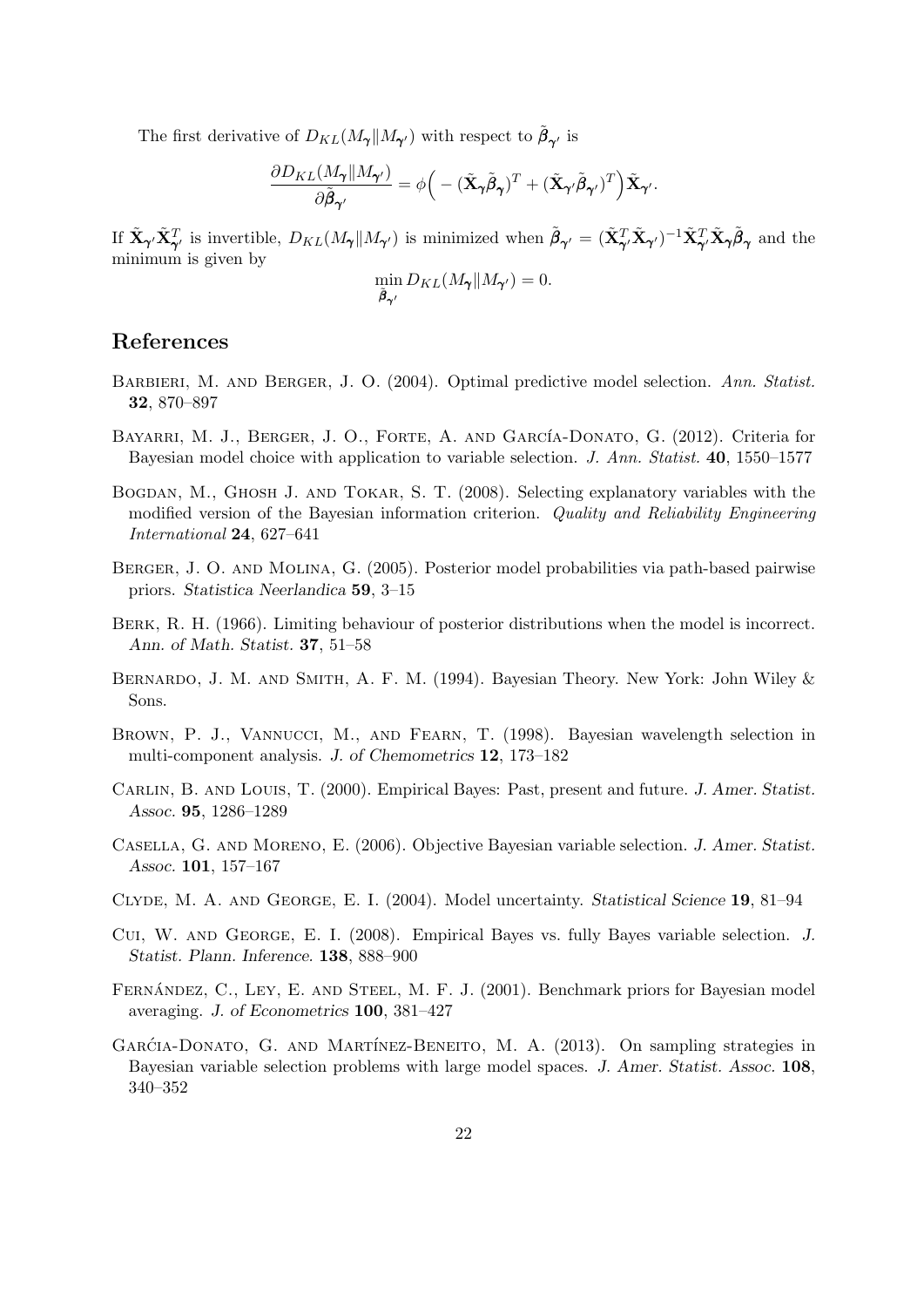The first derivative of $D_{KL}(M_{\boldsymbol{\gamma}} \| M_{\boldsymbol{\gamma}'})$ with respect to $\tilde{\boldsymbol{\beta}}_{\boldsymbol{\gamma}'}$ is

$$\frac{\partial D_{KL}(M_{\boldsymbol{\gamma}} \| M_{\boldsymbol{\gamma}'})}{\partial \tilde{\boldsymbol{\beta}}_{\boldsymbol{\gamma}'}} = \phi\Big( - (\tilde{\mathbf{X}}_{\boldsymbol{\gamma}} \tilde{\boldsymbol{\beta}}_{\boldsymbol{\gamma}})^T + (\tilde{\mathbf{X}}_{\boldsymbol{\gamma}'} \tilde{\boldsymbol{\beta}}_{\boldsymbol{\gamma}'})^T \Big) \tilde{\mathbf{X}}_{\boldsymbol{\gamma}'}.$$

If $\tilde{\mathbf{X}}_{\boldsymbol{\gamma}'} \tilde{\mathbf{X}}_{\boldsymbol{\gamma}'}^T$ is invertible, $D_{KL}(M_{\boldsymbol{\gamma}} \| M_{\boldsymbol{\gamma}'})$ is minimized when $\tilde{\boldsymbol{\beta}}_{\boldsymbol{\gamma}'} = (\tilde{\mathbf{X}}_{\boldsymbol{\gamma}'}^T \tilde{\mathbf{X}}_{\boldsymbol{\gamma}'})^{-1} \tilde{\mathbf{X}}_{\boldsymbol{\gamma}'}^T \tilde{\mathbf{X}}_{\boldsymbol{\gamma}} \tilde{\boldsymbol{\beta}}_{\boldsymbol{\gamma}}$ and the minimum is given by

$$\min_{\tilde{\boldsymbol{\beta}}_{\boldsymbol{\gamma}'}} D_{KL}(M_{\boldsymbol{\gamma}} \| M_{\boldsymbol{\gamma}'}) = 0.$$

## References

Barbieri, M. and Berger, J. O. (2004). Optimal predictive model selection. *Ann. Statist.* **32**, 870–897

Bayarri, M. J., Berger, J. O., Forte, A. and García-Donato, G. (2012). Criteria for Bayesian model choice with application to variable selection. *J. Ann. Statist.* **40**, 1550–1577

Bogdan, M., Ghosh J. and Tokar, S. T. (2008). Selecting explanatory variables with the modified version of the Bayesian information criterion. *Quality and Reliability Engineering International* **24**, 627–641

Berger, J. O. and Molina, G. (2005). Posterior model probabilities via path-based pairwise priors. *Statistica Neerlandica* **59**, 3–15

Berk, R. H. (1966). Limiting behaviour of posterior distributions when the model is incorrect. *Ann. of Math. Statist.* **37**, 51–58

Bernardo, J. M. and Smith, A. F. M. (1994). Bayesian Theory. New York: John Wiley & Sons.

Brown, P. J., Vannucci, M., and Fearn, T. (1998). Bayesian wavelength selection in multi-component analysis. *J. of Chemometrics* **12**, 173–182

Carlin, B. and Louis, T. (2000). Empirical Bayes: Past, present and future. *J. Amer. Statist. Assoc.* **95**, 1286–1289

Casella, G. and Moreno, E. (2006). Objective Bayesian variable selection. *J. Amer. Statist. Assoc.* **101**, 157–167

Clyde, M. A. and George, E. I. (2004). Model uncertainty. *Statistical Science* **19**, 81–94

Cui, W. and George, E. I. (2008). Empirical Bayes vs. fully Bayes variable selection. *J. Statist. Plann. Inference.* **138**, 888–900

Fernández, C., Ley, E. and Steel, M. F. J. (2001). Benchmark priors for Bayesian model averaging. *J. of Econometrics* **100**, 381–427

Garćia-Donato, G. and Martínez-Beneito, M. A. (2013). On sampling strategies in Bayesian variable selection problems with large model spaces. *J. Amer. Statist. Assoc.* **108**, 340–352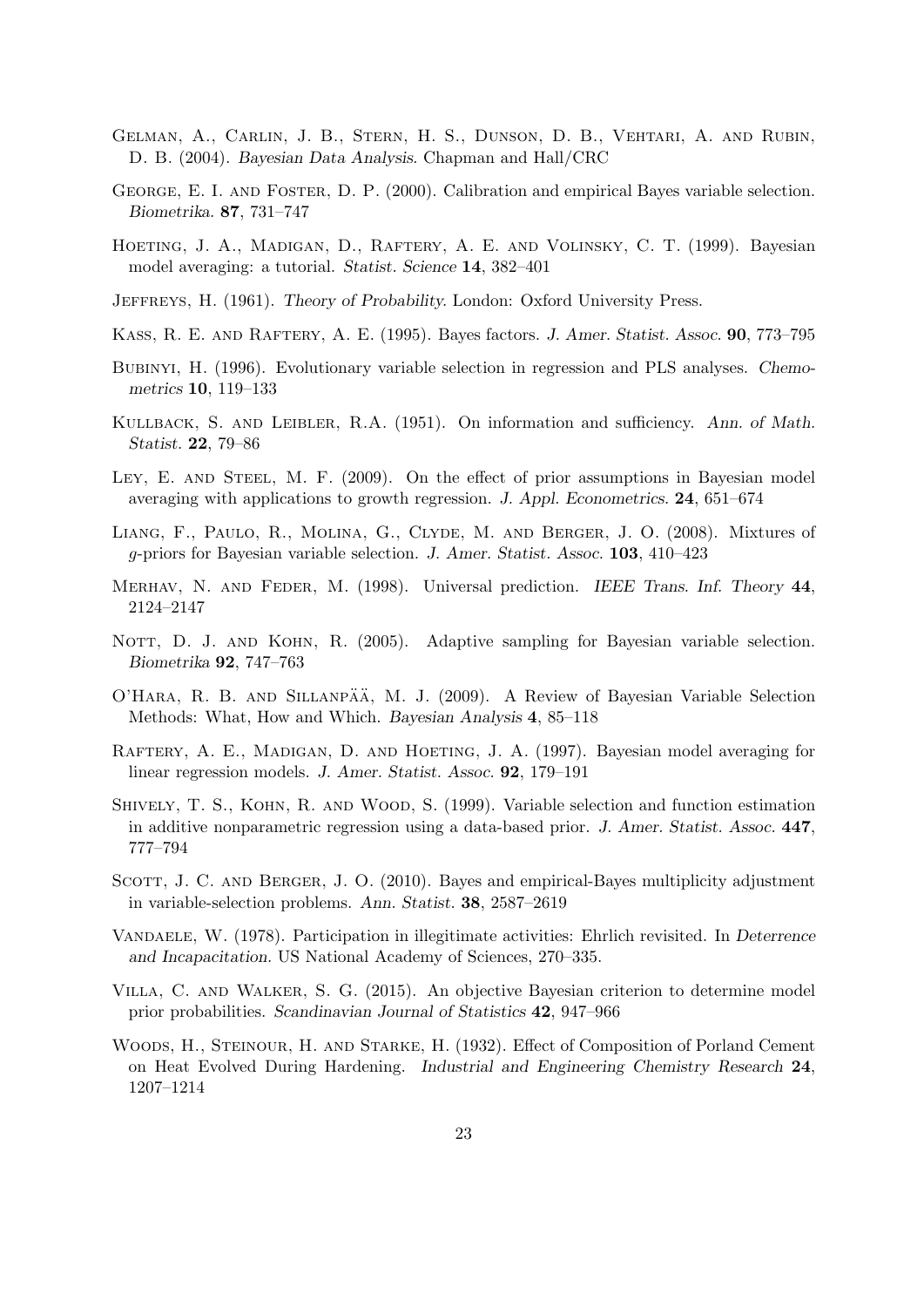Gelman, A., Carlin, J. B., Stern, H. S., Dunson, D. B., Vehtari, A. and Rubin, D. B. (2004). *Bayesian Data Analysis*. Chapman and Hall/CRC

George, E. I. and Foster, D. P. (2000). Calibration and empirical Bayes variable selection. *Biometrika*. **87**, 731–747

Hoeting, J. A., Madigan, D., Raftery, A. E. and Volinsky, C. T. (1999). Bayesian model averaging: a tutorial. *Statist. Science* **14**, 382–401

Jeffreys, H. (1961). *Theory of Probability*. London: Oxford University Press.

Kass, R. E. and Raftery, A. E. (1995). Bayes factors. *J. Amer. Statist. Assoc.* **90**, 773–795

Bubinyi, H. (1996). Evolutionary variable selection in regression and PLS analyses. *Chemometrics* **10**, 119–133

Kullback, S. and Leibler, R.A. (1951). On information and sufficiency. *Ann. of Math. Statist.* **22**, 79–86

Ley, E. and Steel, M. F. (2009). On the effect of prior assumptions in Bayesian model averaging with applications to growth regression. *J. Appl. Econometrics.* **24**, 651–674

Liang, F., Paulo, R., Molina, G., Clyde, M. and Berger, J. O. (2008). Mixtures of $g$-priors for Bayesian variable selection. *J. Amer. Statist. Assoc.* **103**, 410–423

Merhav, N. and Feder, M. (1998). Universal prediction. *IEEE Trans. Inf. Theory* **44**, 2124–2147

Nott, D. J. and Kohn, R. (2005). Adaptive sampling for Bayesian variable selection. *Biometrika* **92**, 747–763

O'Hara, R. B. and Sillanpää, M. J. (2009). A Review of Bayesian Variable Selection Methods: What, How and Which. *Bayesian Analysis* **4**, 85–118

Raftery, A. E., Madigan, D. and Hoeting, J. A. (1997). Bayesian model averaging for linear regression models. *J. Amer. Statist. Assoc.* **92**, 179–191

Shively, T. S., Kohn, R. and Wood, S. (1999). Variable selection and function estimation in additive nonparametric regression using a data-based prior. *J. Amer. Statist. Assoc.* **447**, 777–794

Scott, J. C. and Berger, J. O. (2010). Bayes and empirical-Bayes multiplicity adjustment in variable-selection problems. *Ann. Statist.* **38**, 2587–2619

Vandaele, W. (1978). Participation in illegitimate activities: Ehrlich revisited. In *Deterrence and Incapacitation*. US National Academy of Sciences, 270–335.

Villa, C. and Walker, S. G. (2015). An objective Bayesian criterion to determine model prior probabilities. *Scandinavian Journal of Statistics* **42**, 947–966

Woods, H., Steinour, H. and Starke, H. (1932). Effect of Composition of Porland Cement on Heat Evolved During Hardening. *Industrial and Engineering Chemistry Research* **24**, 1207–1214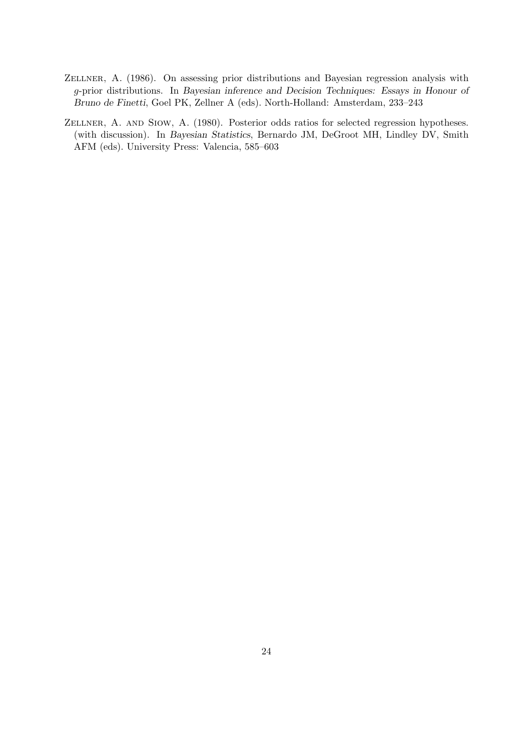Zellner, A. (1986). On assessing prior distributions and Bayesian regression analysis with $g$-prior distributions. In *Bayesian inference and Decision Techniques: Essays in Honour of Bruno de Finetti*, Goel PK, Zellner A (eds). North-Holland: Amsterdam, 233–243

Zellner, A. and Siow, A. (1980). Posterior odds ratios for selected regression hypotheses. (with discussion). In *Bayesian Statistics*, Bernardo JM, DeGroot MH, Lindley DV, Smith AFM (eds). University Press: Valencia, 585–603